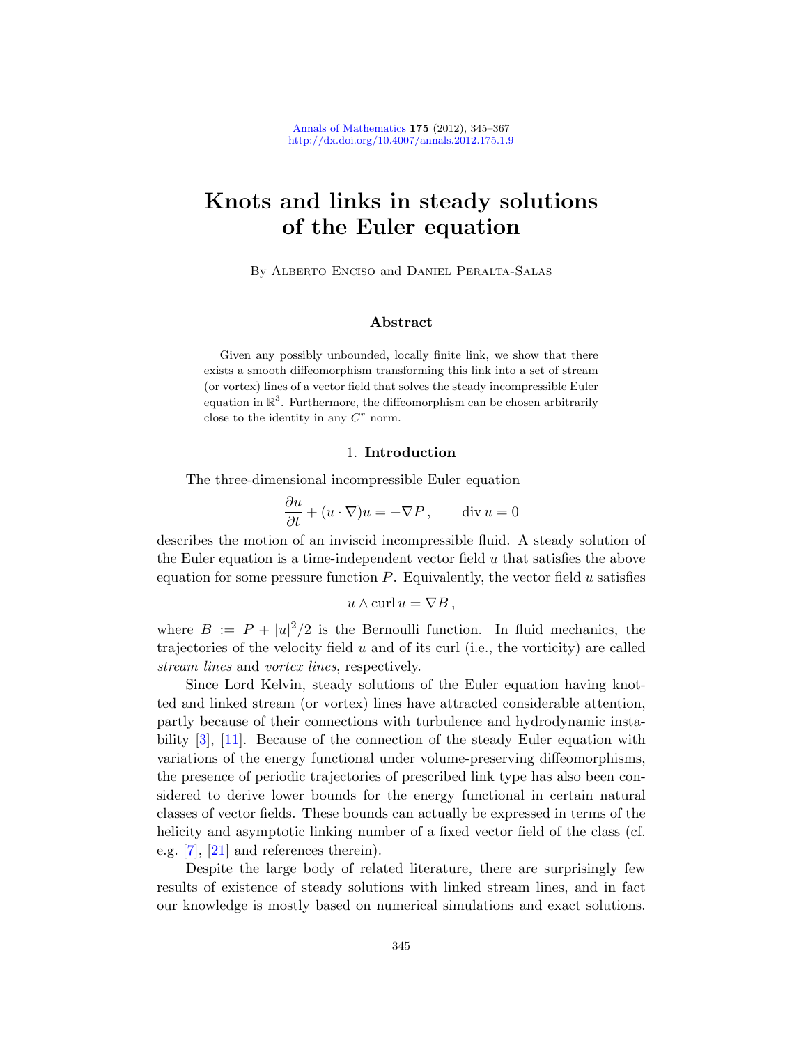# Knots and links in steady solutions of the Euler equation

By Alberto Enciso and Daniel Peralta-Salas

## Abstract

Given any possibly unbounded, locally finite link, we show that there exists a smooth diffeomorphism transforming this link into a set of stream (or vortex) lines of a vector field that solves the steady incompressible Euler equation in $\mathbb{R}^3$. Furthermore, the diffeomorphism can be chosen arbitrarily close to the identity in any $C^r$ norm.

## 1. Introduction

The three-dimensional incompressible Euler equation

$$\frac{\partial u}{\partial t} + (u \cdot \nabla) u = -\nabla P\,, \qquad \operatorname{div} u = 0$$

describes the motion of an inviscid incompressible fluid. A steady solution of the Euler equation is a time-independent vector field $u$ that satisfies the above equation for some pressure function $P$. Equivalently, the vector field $u$ satisfies

$$u \wedge \operatorname{curl} u = \nabla B\,,$$

where $B := P + |u|^2/2$ is the Bernoulli function. In fluid mechanics, the trajectories of the velocity field $u$ and of its curl (i.e., the vorticity) are called *stream lines* and *vortex lines*, respectively.

Since Lord Kelvin, steady solutions of the Euler equation having knotted and linked stream (or vortex) lines have attracted considerable attention, partly because of their connections with turbulence and hydrodynamic instability [3], [11]. Because of the connection of the steady Euler equation with variations of the energy functional under volume-preserving diffeomorphisms, the presence of periodic trajectories of prescribed link type has also been considered to derive lower bounds for the energy functional in certain natural classes of vector fields. These bounds can actually be expressed in terms of the helicity and asymptotic linking number of a fixed vector field of the class (cf. e.g. [7], [21] and references therein).

Despite the large body of related literature, there are surprisingly few results of existence of steady solutions with linked stream lines, and in fact our knowledge is mostly based on numerical simulations and exact solutions.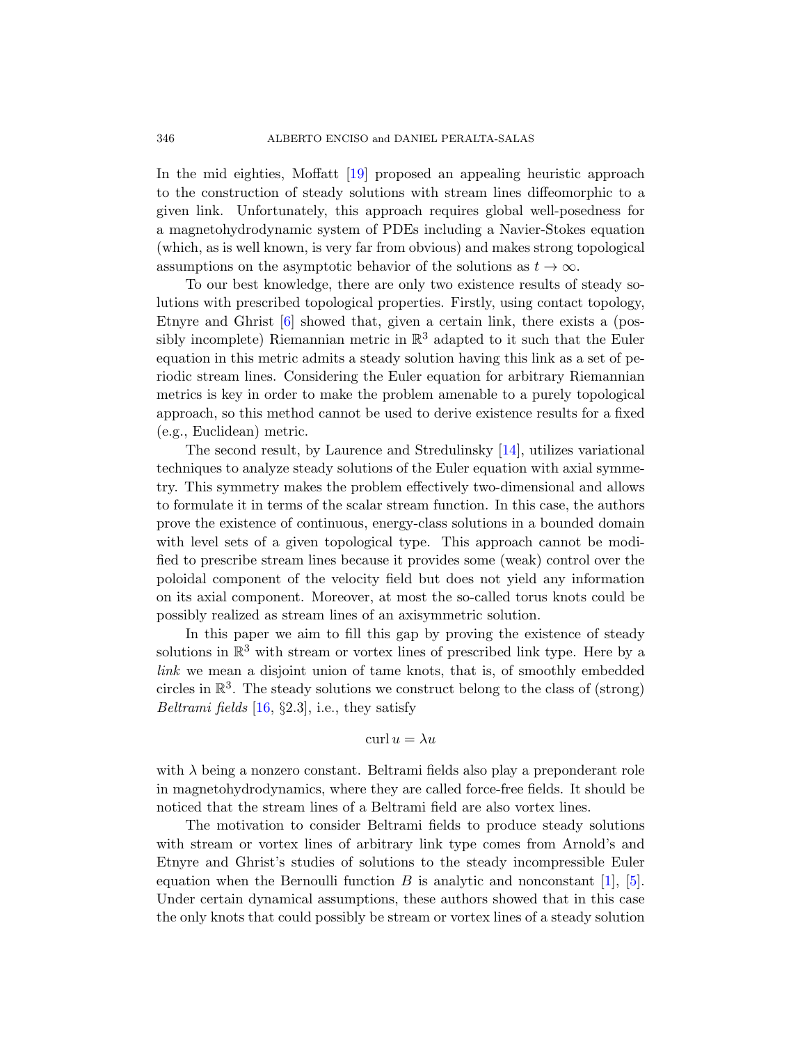In the mid eighties, Moffatt [19] proposed an appealing heuristic approach to the construction of steady solutions with stream lines diffeomorphic to a given link. Unfortunately, this approach requires global well-posedness for a magnetohydrodynamic system of PDEs including a Navier-Stokes equation (which, as is well known, is very far from obvious) and makes strong topological assumptions on the asymptotic behavior of the solutions as $t \to \infty$.

To our best knowledge, there are only two existence results of steady solutions with prescribed topological properties. Firstly, using contact topology, Etnyre and Ghrist [6] showed that, given a certain link, there exists a (possibly incomplete) Riemannian metric in $\mathbb{R}^3$ adapted to it such that the Euler equation in this metric admits a steady solution having this link as a set of periodic stream lines. Considering the Euler equation for arbitrary Riemannian metrics is key in order to make the problem amenable to a purely topological approach, so this method cannot be used to derive existence results for a fixed (e.g., Euclidean) metric.

The second result, by Laurence and Stredulinsky [14], utilizes variational techniques to analyze steady solutions of the Euler equation with axial symmetry. This symmetry makes the problem effectively two-dimensional and allows to formulate it in terms of the scalar stream function. In this case, the authors prove the existence of continuous, energy-class solutions in a bounded domain with level sets of a given topological type. This approach cannot be modified to prescribe stream lines because it provides some (weak) control over the poloidal component of the velocity field but does not yield any information on its axial component. Moreover, at most the so-called torus knots could be possibly realized as stream lines of an axisymmetric solution.

In this paper we aim to fill this gap by proving the existence of steady solutions in $\mathbb{R}^3$ with stream or vortex lines of prescribed link type. Here by a *link* we mean a disjoint union of tame knots, that is, of smoothly embedded circles in $\mathbb{R}^3$. The steady solutions we construct belong to the class of (strong) *Beltrami fields* [16, §2.3], i.e., they satisfy

$$\operatorname{curl} u = \lambda u$$

with $\lambda$ being a nonzero constant. Beltrami fields also play a preponderant role in magnetohydrodynamics, where they are called force-free fields. It should be noticed that the stream lines of a Beltrami field are also vortex lines.

The motivation to consider Beltrami fields to produce steady solutions with stream or vortex lines of arbitrary link type comes from Arnold's and Etnyre and Ghrist's studies of solutions to the steady incompressible Euler equation when the Bernoulli function $B$ is analytic and nonconstant [1], [5]. Under certain dynamical assumptions, these authors showed that in this case the only knots that could possibly be stream or vortex lines of a steady solution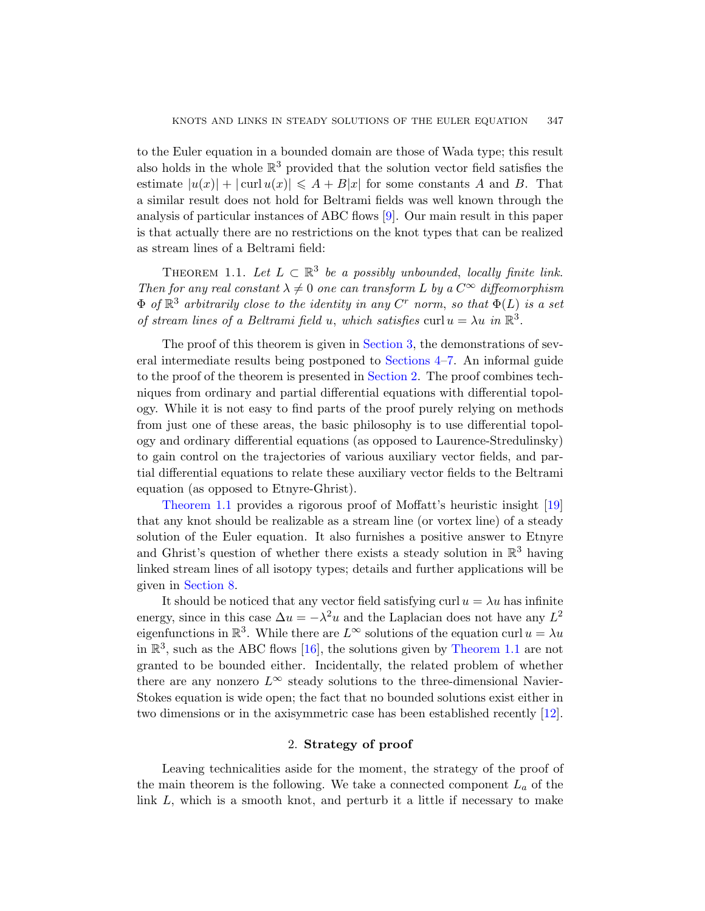to the Euler equation in a bounded domain are those of Wada type; this result also holds in the whole $\mathbb{R}^3$ provided that the solution vector field satisfies the estimate $|u(x)| + |\operatorname{curl} u(x)| \leqslant A + B|x|$ for some constants $A$ and $B$. That a similar result does not hold for Beltrami fields was well known through the analysis of particular instances of ABC flows [9]. Our main result in this paper is that actually there are no restrictions on the knot types that can be realized as stream lines of a Beltrami field:

Theorem 1.1. *Let $L \subset \mathbb{R}^3$ be a possibly unbounded, locally finite link. Then for any real constant $\lambda \neq 0$ one can transform $L$ by a $C^\infty$ diffeomorphism $\Phi$ of $\mathbb{R}^3$ arbitrarily close to the identity in any $C^r$ norm, so that $\Phi(L)$ is a set of stream lines of a Beltrami field $u$, which satisfies $\operatorname{curl} u = \lambda u$ in $\mathbb{R}^3$.*

The proof of this theorem is given in Section 3, the demonstrations of several intermediate results being postponed to Sections 4–7. An informal guide to the proof of the theorem is presented in Section 2. The proof combines techniques from ordinary and partial differential equations with differential topology. While it is not easy to find parts of the proof purely relying on methods from just one of these areas, the basic philosophy is to use differential topology and ordinary differential equations (as opposed to Laurence-Stredulinsky) to gain control on the trajectories of various auxiliary vector fields, and partial differential equations to relate these auxiliary vector fields to the Beltrami equation (as opposed to Etnyre-Ghrist).

Theorem 1.1 provides a rigorous proof of Moffatt's heuristic insight [19] that any knot should be realizable as a stream line (or vortex line) of a steady solution of the Euler equation. It also furnishes a positive answer to Etnyre and Ghrist's question of whether there exists a steady solution in $\mathbb{R}^3$ having linked stream lines of all isotopy types; details and further applications will be given in Section 8.

It should be noticed that any vector field satisfying $\operatorname{curl} u = \lambda u$ has infinite energy, since in this case $\Delta u = -\lambda^2 u$ and the Laplacian does not have any $L^2$ eigenfunctions in $\mathbb{R}^3$. While there are $L^\infty$ solutions of the equation $\operatorname{curl} u = \lambda u$ in $\mathbb{R}^3$, such as the ABC flows [16], the solutions given by Theorem 1.1 are not granted to be bounded either. Incidentally, the related problem of whether there are any nonzero $L^\infty$ steady solutions to the three-dimensional Navier-Stokes equation is wide open; the fact that no bounded solutions exist either in two dimensions or in the axisymmetric case has been established recently [12].

## 2. Strategy of proof

Leaving technicalities aside for the moment, the strategy of the proof of the main theorem is the following. We take a connected component $L_a$ of the link $L$, which is a smooth knot, and perturb it a little if necessary to make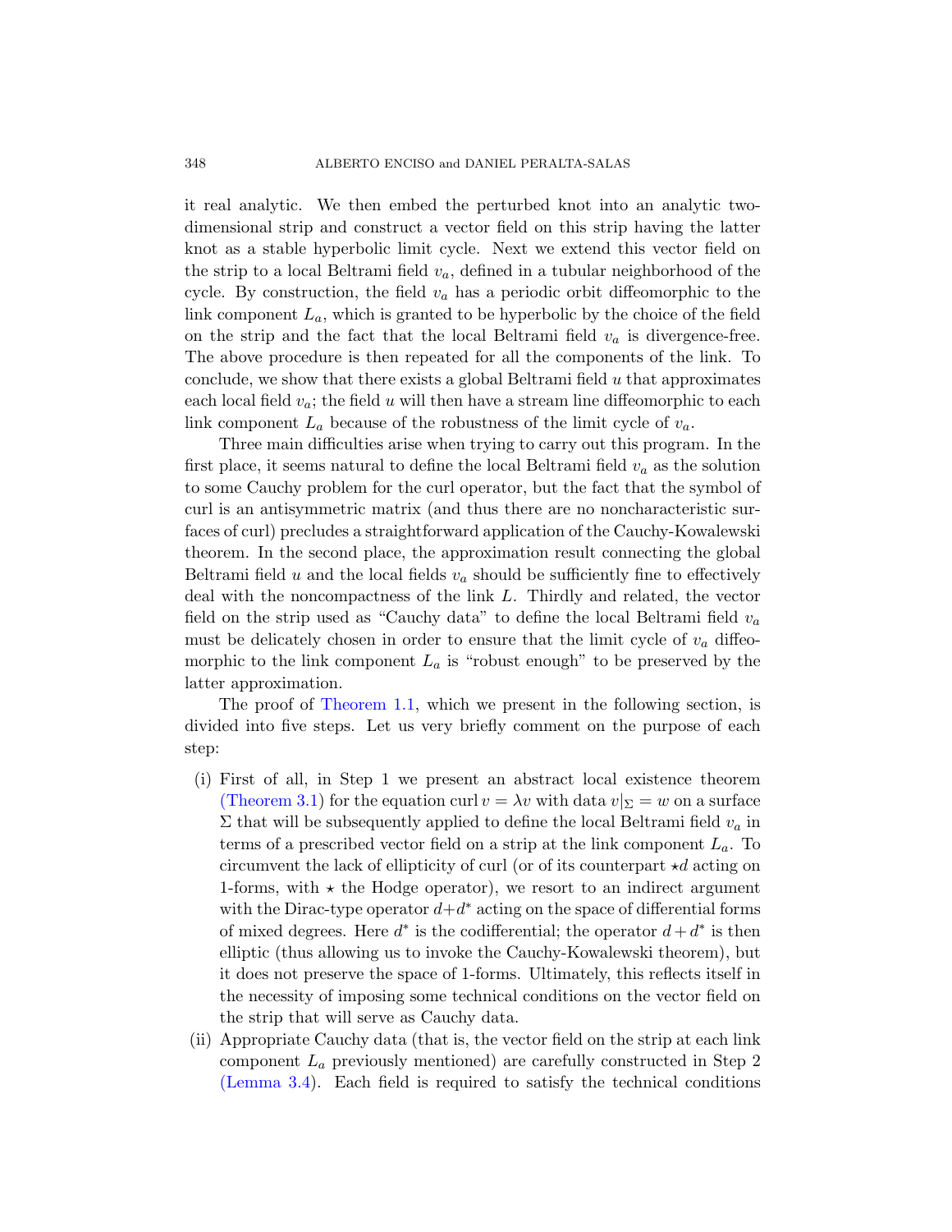it real analytic. We then embed the perturbed knot into an analytic two-dimensional strip and construct a vector field on this strip having the latter knot as a stable hyperbolic limit cycle. Next we extend this vector field on the strip to a local Beltrami field $v_a$, defined in a tubular neighborhood of the cycle. By construction, the field $v_a$ has a periodic orbit diffeomorphic to the link component $L_a$, which is granted to be hyperbolic by the choice of the field on the strip and the fact that the local Beltrami field $v_a$ is divergence-free. The above procedure is then repeated for all the components of the link. To conclude, we show that there exists a global Beltrami field $u$ that approximates each local field $v_a$; the field $u$ will then have a stream line diffeomorphic to each link component $L_a$ because of the robustness of the limit cycle of $v_a$.

Three main difficulties arise when trying to carry out this program. In the first place, it seems natural to define the local Beltrami field $v_a$ as the solution to some Cauchy problem for the curl operator, but the fact that the symbol of curl is an antisymmetric matrix (and thus there are no noncharacteristic surfaces of curl) precludes a straightforward application of the Cauchy-Kowalewski theorem. In the second place, the approximation result connecting the global Beltrami field $u$ and the local fields $v_a$ should be sufficiently fine to effectively deal with the noncompactness of the link $L$. Thirdly and related, the vector field on the strip used as "Cauchy data" to define the local Beltrami field $v_a$ must be delicately chosen in order to ensure that the limit cycle of $v_a$ diffeomorphic to the link component $L_a$ is "robust enough" to be preserved by the latter approximation.

The proof of Theorem 1.1, which we present in the following section, is divided into five steps. Let us very briefly comment on the purpose of each step:

(i) First of all, in Step 1 we present an abstract local existence theorem (Theorem 3.1) for the equation $\operatorname{curl} v = \lambda v$ with data $v|_\Sigma = w$ on a surface $\Sigma$ that will be subsequently applied to define the local Beltrami field $v_a$ in terms of a prescribed vector field on a strip at the link component $L_a$. To circumvent the lack of ellipticity of curl (or of its counterpart $\star d$ acting on 1-forms, with $\star$ the Hodge operator), we resort to an indirect argument with the Dirac-type operator $d+d^*$ acting on the space of differential forms of mixed degrees. Here $d^*$ is the codifferential; the operator $d+d^*$ is then elliptic (thus allowing us to invoke the Cauchy-Kowalewski theorem), but it does not preserve the space of 1-forms. Ultimately, this reflects itself in the necessity of imposing some technical conditions on the vector field on the strip that will serve as Cauchy data.

(ii) Appropriate Cauchy data (that is, the vector field on the strip at each link component $L_a$ previously mentioned) are carefully constructed in Step 2 (Lemma 3.4). Each field is required to satisfy the technical conditions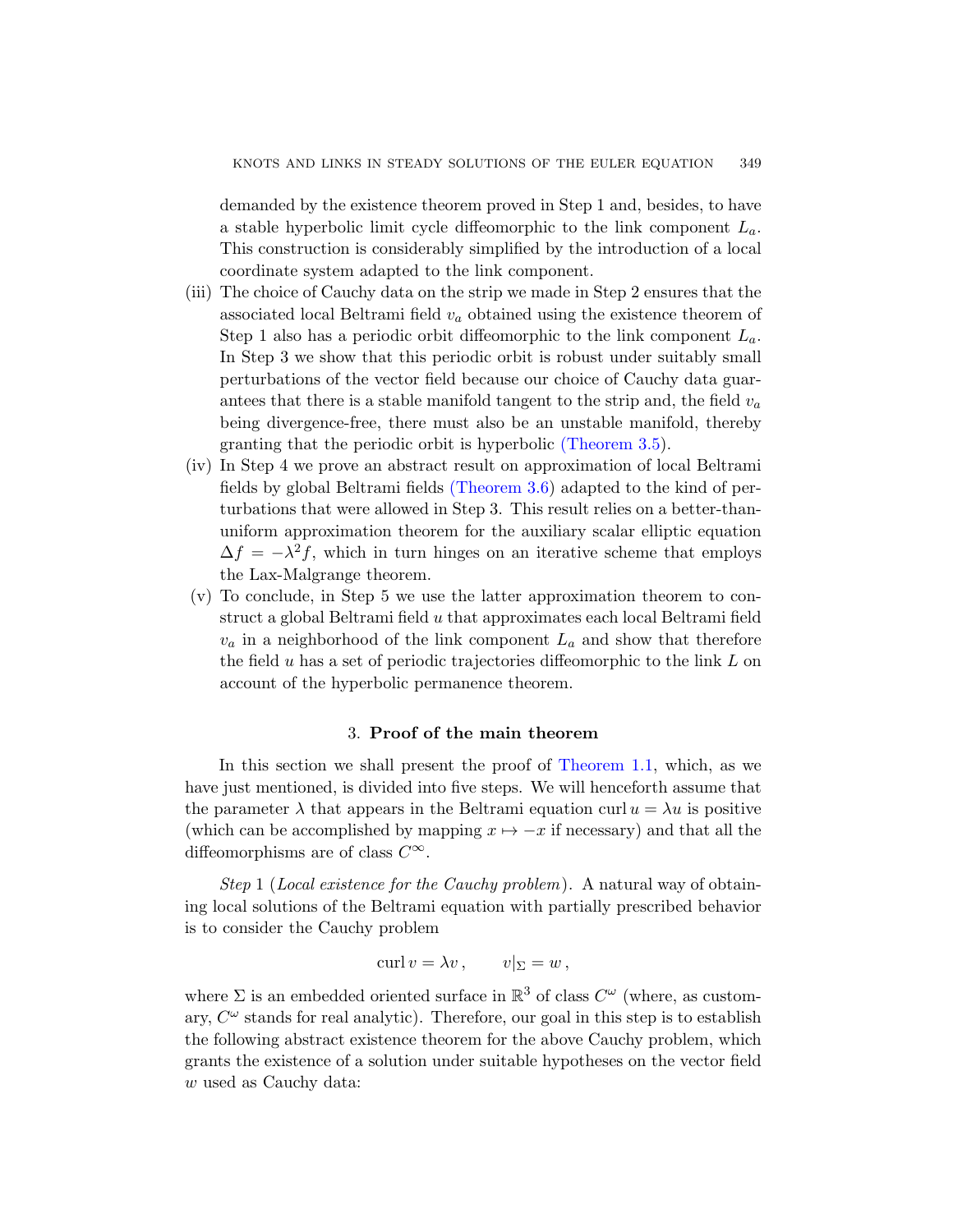demanded by the existence theorem proved in Step 1 and, besides, to have a stable hyperbolic limit cycle diffeomorphic to the link component $L_a$. This construction is considerably simplified by the introduction of a local coordinate system adapted to the link component.

(iii) The choice of Cauchy data on the strip we made in Step 2 ensures that the associated local Beltrami field $v_a$ obtained using the existence theorem of Step 1 also has a periodic orbit diffeomorphic to the link component $L_a$. In Step 3 we show that this periodic orbit is robust under suitably small perturbations of the vector field because our choice of Cauchy data guarantees that there is a stable manifold tangent to the strip and, the field $v_a$ being divergence-free, there must also be an unstable manifold, thereby granting that the periodic orbit is hyperbolic (Theorem 3.5).

(iv) In Step 4 we prove an abstract result on approximation of local Beltrami fields by global Beltrami fields (Theorem 3.6) adapted to the kind of perturbations that were allowed in Step 3. This result relies on a better-than-uniform approximation theorem for the auxiliary scalar elliptic equation $\Delta f = -\lambda^2 f$, which in turn hinges on an iterative scheme that employs the Lax-Malgrange theorem.

(v) To conclude, in Step 5 we use the latter approximation theorem to construct a global Beltrami field $u$ that approximates each local Beltrami field $v_a$ in a neighborhood of the link component $L_a$ and show that therefore the field $u$ has a set of periodic trajectories diffeomorphic to the link $L$ on account of the hyperbolic permanence theorem.

## 3. Proof of the main theorem

In this section we shall present the proof of Theorem 1.1, which, as we have just mentioned, is divided into five steps. We will henceforth assume that the parameter $\lambda$ that appears in the Beltrami equation $\operatorname{curl} u = \lambda u$ is positive (which can be accomplished by mapping $x \mapsto -x$ if necessary) and that all the diffeomorphisms are of class $C^\infty$.

*Step* 1 (*Local existence for the Cauchy problem*). A natural way of obtaining local solutions of the Beltrami equation with partially prescribed behavior is to consider the Cauchy problem

$$\operatorname{curl} v = \lambda v \,, \qquad v|_\Sigma = w \,,$$

where $\Sigma$ is an embedded oriented surface in $\mathbb{R}^3$ of class $C^\omega$ (where, as customary, $C^\omega$ stands for real analytic). Therefore, our goal in this step is to establish the following abstract existence theorem for the above Cauchy problem, which grants the existence of a solution under suitable hypotheses on the vector field $w$ used as Cauchy data: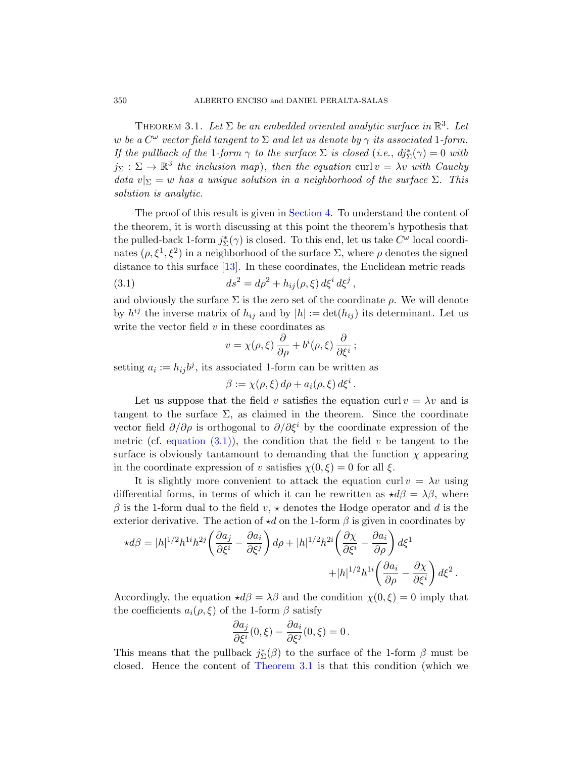THEOREM 3.1. *Let $\Sigma$ be an embedded oriented analytic surface in $\mathbb{R}^3$. Let $w$ be a $C^\omega$ vector field tangent to $\Sigma$ and let us denote by $\gamma$ its associated* 1*-form. If the pullback of the* 1*-form $\gamma$ to the surface $\Sigma$ is closed* (*i.e.*, $dj_\Sigma^*(\gamma) = 0$ *with* $j_\Sigma : \Sigma \to \mathbb{R}^3$ *the inclusion map*), *then the equation* $\operatorname{curl} v = \lambda v$ *with Cauchy data* $v|_\Sigma = w$ *has a unique solution in a neighborhood of the surface* $\Sigma$. *This solution is analytic.*

The proof of this result is given in Section 4. To understand the content of the theorem, it is worth discussing at this point the theorem's hypothesis that the pulled-back 1-form $j_\Sigma^*(\gamma)$ is closed. To this end, let us take $C^\omega$ local coordinates $(\rho, \xi^1, \xi^2)$ in a neighborhood of the surface $\Sigma$, where $\rho$ denotes the signed distance to this surface [13]. In these coordinates, the Euclidean metric reads

$$ds^2 = d\rho^2 + h_{ij}(\rho, \xi)\, d\xi^i\, d\xi^j\,, \tag{3.1}$$

and obviously the surface $\Sigma$ is the zero set of the coordinate $\rho$. We will denote by $h^{ij}$ the inverse matrix of $h_{ij}$ and by $|h| := \det(h_{ij})$ its determinant. Let us write the vector field $v$ in these coordinates as

$$v = \chi(\rho, \xi)\, \frac{\partial}{\partial \rho} + b^i(\rho, \xi)\, \frac{\partial}{\partial \xi^i}\,;$$

setting $a_i := h_{ij} b^j$, its associated 1-form can be written as

$$\beta := \chi(\rho, \xi)\, d\rho + a_i(\rho, \xi)\, d\xi^i\,.$$

Let us suppose that the field $v$ satisfies the equation $\operatorname{curl} v = \lambda v$ and is tangent to the surface $\Sigma$, as claimed in the theorem. Since the coordinate vector field $\partial/\partial\rho$ is orthogonal to $\partial/\partial\xi^i$ by the coordinate expression of the metric (cf. equation (3.1)), the condition that the field $v$ be tangent to the surface is obviously tantamount to demanding that the function $\chi$ appearing in the coordinate expression of $v$ satisfies $\chi(0, \xi) = 0$ for all $\xi$.

It is slightly more convenient to attack the equation $\operatorname{curl} v = \lambda v$ using differential forms, in terms of which it can be rewritten as $\star d\beta = \lambda\beta$, where $\beta$ is the 1-form dual to the field $v$, $\star$ denotes the Hodge operator and $d$ is the exterior derivative. The action of $\star d$ on the 1-form $\beta$ is given in coordinates by

$$\begin{aligned}\star d\beta = |h|^{1/2} h^{1i} h^{2j} \left( \frac{\partial a_j}{\partial \xi^i} - \frac{\partial a_i}{\partial \xi^j} \right) d\rho + |h|^{1/2} h^{2i} \left( \frac{\partial \chi}{\partial \xi^i} - \frac{\partial a_i}{\partial \rho} \right) d\xi^1 \\ + |h|^{1/2} h^{1i} \left( \frac{\partial a_i}{\partial \rho} - \frac{\partial \chi}{\partial \xi^i} \right) d\xi^2\,.\end{aligned}$$

Accordingly, the equation $\star d\beta = \lambda\beta$ and the condition $\chi(0, \xi) = 0$ imply that the coefficients $a_i(\rho, \xi)$ of the 1-form $\beta$ satisfy

$$\frac{\partial a_j}{\partial \xi^i}(0, \xi) - \frac{\partial a_i}{\partial \xi^j}(0, \xi) = 0\,.$$

This means that the pullback $j_\Sigma^*(\beta)$ to the surface of the 1-form $\beta$ must be closed. Hence the content of Theorem 3.1 is that this condition (which we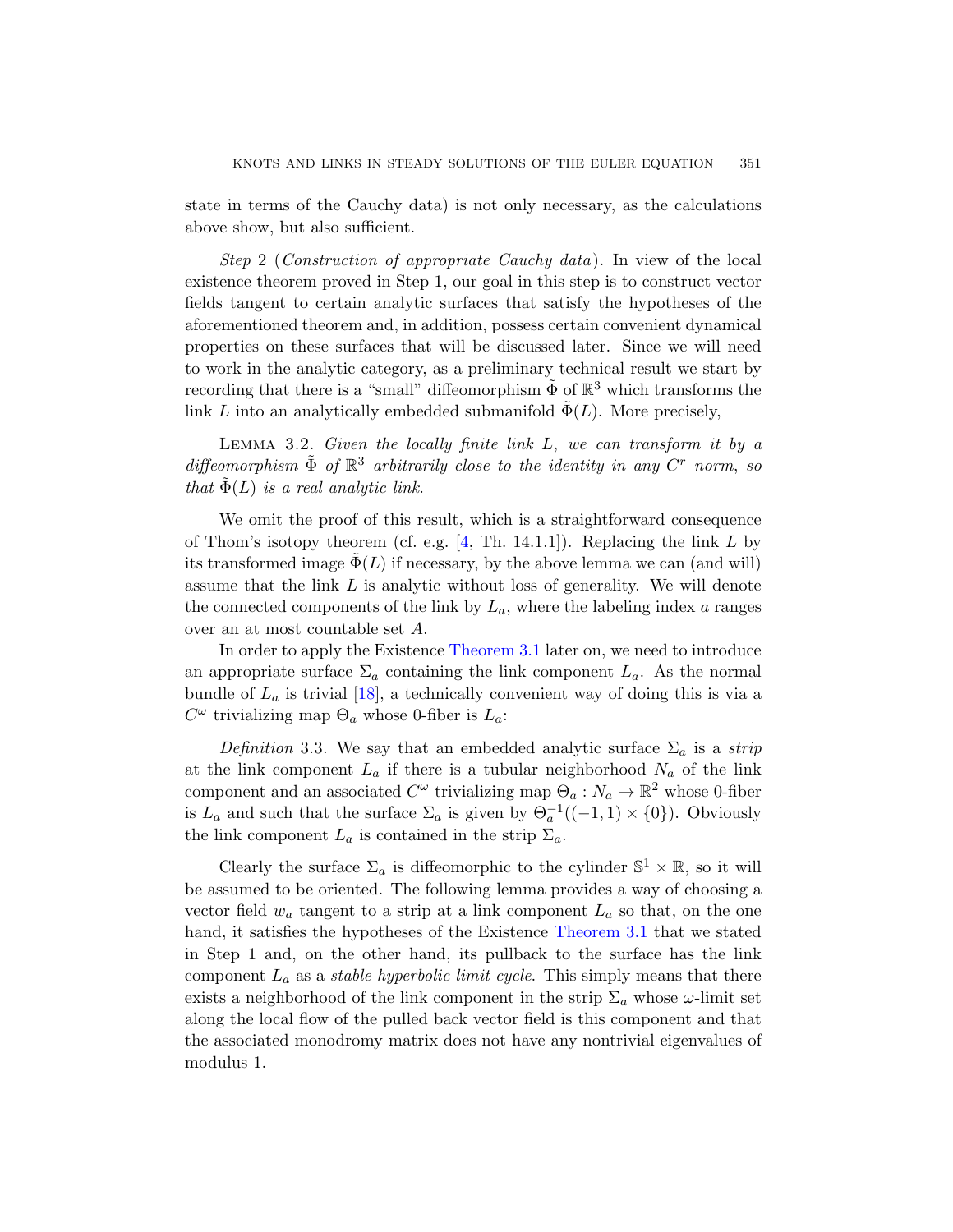state in terms of the Cauchy data) is not only necessary, as the calculations above show, but also sufficient.

*Step* 2 (*Construction of appropriate Cauchy data*). In view of the local existence theorem proved in Step 1, our goal in this step is to construct vector fields tangent to certain analytic surfaces that satisfy the hypotheses of the aforementioned theorem and, in addition, possess certain convenient dynamical properties on these surfaces that will be discussed later. Since we will need to work in the analytic category, as a preliminary technical result we start by recording that there is a "small" diffeomorphism $\tilde{\Phi}$ of $\mathbb{R}^3$ which transforms the link $L$ into an analytically embedded submanifold $\tilde{\Phi}(L)$. More precisely,

Lemma 3.2. *Given the locally finite link* $L$, *we can transform it by a diffeomorphism* $\tilde{\Phi}$ *of* $\mathbb{R}^3$ *arbitrarily close to the identity in any* $C^r$ *norm*, *so that* $\tilde{\Phi}(L)$ *is a real analytic link*.

We omit the proof of this result, which is a straightforward consequence of Thom's isotopy theorem (cf. e.g. [4, Th. 14.1.1]). Replacing the link $L$ by its transformed image $\tilde{\Phi}(L)$ if necessary, by the above lemma we can (and will) assume that the link $L$ is analytic without loss of generality. We will denote the connected components of the link by $L_a$, where the labeling index $a$ ranges over an at most countable set $A$.

In order to apply the Existence Theorem 3.1 later on, we need to introduce an appropriate surface $\Sigma_a$ containing the link component $L_a$. As the normal bundle of $L_a$ is trivial [18], a technically convenient way of doing this is via a $C^\omega$ trivializing map $\Theta_a$ whose 0-fiber is $L_a$:

*Definition* 3.3. We say that an embedded analytic surface $\Sigma_a$ is a *strip* at the link component $L_a$ if there is a tubular neighborhood $N_a$ of the link component and an associated $C^\omega$ trivializing map $\Theta_a : N_a \to \mathbb{R}^2$ whose 0-fiber is $L_a$ and such that the surface $\Sigma_a$ is given by $\Theta_a^{-1}((-1,1)\times\{0\})$. Obviously the link component $L_a$ is contained in the strip $\Sigma_a$.

Clearly the surface $\Sigma_a$ is diffeomorphic to the cylinder $\mathbb{S}^1 \times \mathbb{R}$, so it will be assumed to be oriented. The following lemma provides a way of choosing a vector field $w_a$ tangent to a strip at a link component $L_a$ so that, on the one hand, it satisfies the hypotheses of the Existence Theorem 3.1 that we stated in Step 1 and, on the other hand, its pullback to the surface has the link component $L_a$ as a *stable hyperbolic limit cycle*. This simply means that there exists a neighborhood of the link component in the strip $\Sigma_a$ whose $\omega$-limit set along the local flow of the pulled back vector field is this component and that the associated monodromy matrix does not have any nontrivial eigenvalues of modulus 1.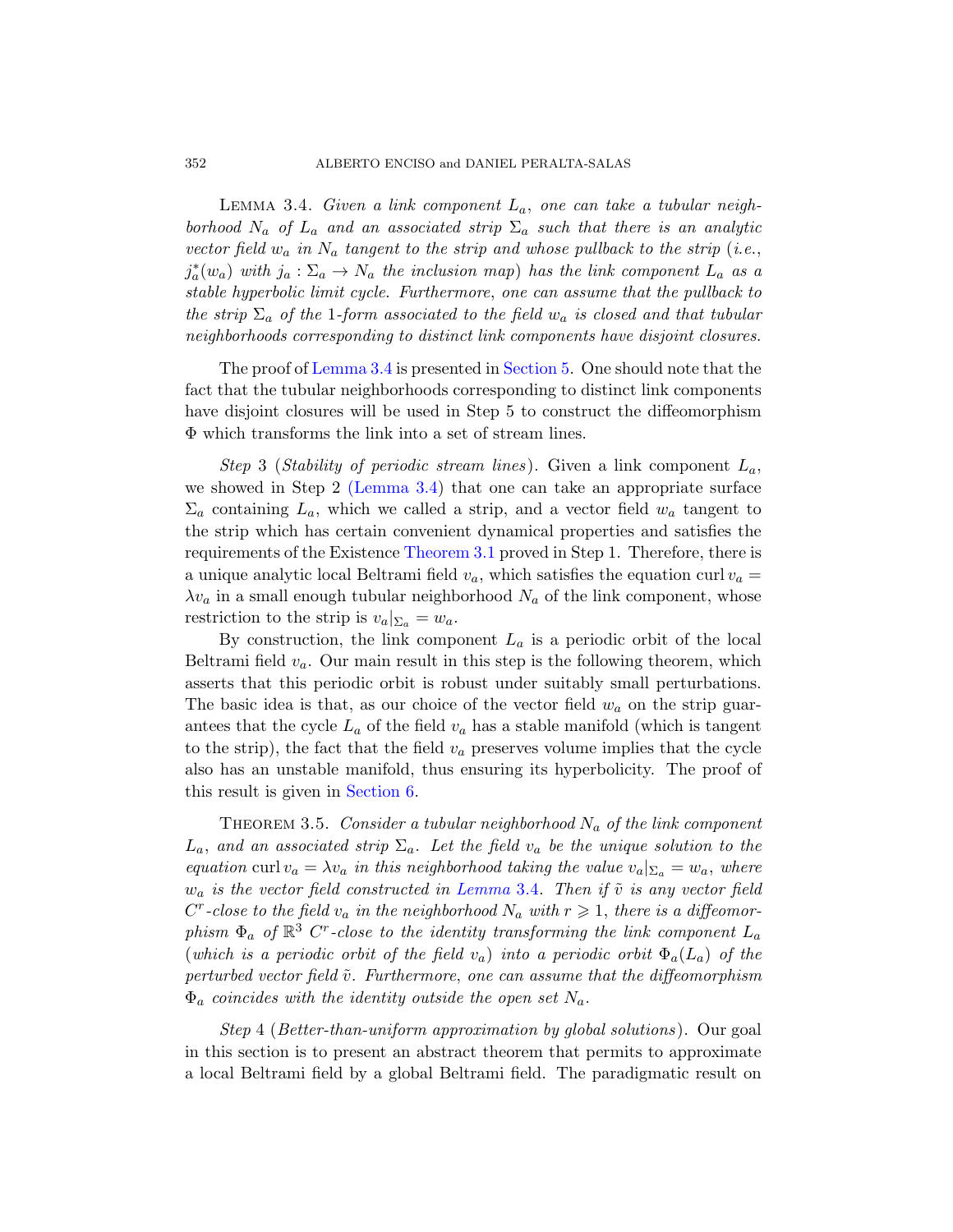Lemma 3.4. *Given a link component $L_a$, one can take a tubular neighborhood $N_a$ of $L_a$ and an associated strip $\Sigma_a$ such that there is an analytic vector field $w_a$ in $N_a$ tangent to the strip and whose pullback to the strip* (*i.e.*, $j_a^*(w_a)$ *with* $j_a : \Sigma_a \to N_a$ *the inclusion map*) *has the link component $L_a$ as a stable hyperbolic limit cycle. Furthermore, one can assume that the pullback to the strip $\Sigma_a$ of the* 1*-form associated to the field $w_a$ is closed and that tubular neighborhoods corresponding to distinct link components have disjoint closures.*

The proof of Lemma 3.4 is presented in Section 5. One should note that the fact that the tubular neighborhoods corresponding to distinct link components have disjoint closures will be used in Step 5 to construct the diffeomorphism $\Phi$ which transforms the link into a set of stream lines.

*Step* 3 (*Stability of periodic stream lines*). Given a link component $L_a$, we showed in Step 2 (Lemma 3.4) that one can take an appropriate surface $\Sigma_a$ containing $L_a$, which we called a strip, and a vector field $w_a$ tangent to the strip which has certain convenient dynamical properties and satisfies the requirements of the Existence Theorem 3.1 proved in Step 1. Therefore, there is a unique analytic local Beltrami field $v_a$, which satisfies the equation $\operatorname{curl} v_a = \lambda v_a$ in a small enough tubular neighborhood $N_a$ of the link component, whose restriction to the strip is $v_a|_{\Sigma_a} = w_a$.

By construction, the link component $L_a$ is a periodic orbit of the local Beltrami field $v_a$. Our main result in this step is the following theorem, which asserts that this periodic orbit is robust under suitably small perturbations. The basic idea is that, as our choice of the vector field $w_a$ on the strip guarantees that the cycle $L_a$ of the field $v_a$ has a stable manifold (which is tangent to the strip), the fact that the field $v_a$ preserves volume implies that the cycle also has an unstable manifold, thus ensuring its hyperbolicity. The proof of this result is given in Section 6.

Theorem 3.5. *Consider a tubular neighborhood $N_a$ of the link component $L_a$, and an associated strip $\Sigma_a$. Let the field $v_a$ be the unique solution to the equation* $\operatorname{curl} v_a = \lambda v_a$ *in this neighborhood taking the value $v_a|_{\Sigma_a} = w_a$, where $w_a$ is the vector field constructed in Lemma* 3.4. *Then if $\tilde{v}$ is any vector field $C^r$-close to the field $v_a$ in the neighborhood $N_a$ with $r \geqslant 1$, there is a diffeomorphism $\Phi_a$ of $\mathbb{R}^3$ $C^r$-close to the identity transforming the link component $L_a$* (*which is a periodic orbit of the field $v_a$*) *into a periodic orbit $\Phi_a(L_a)$ of the perturbed vector field $\tilde{v}$. Furthermore, one can assume that the diffeomorphism $\Phi_a$ coincides with the identity outside the open set $N_a$.*

*Step* 4 (*Better-than-uniform approximation by global solutions*). Our goal in this section is to present an abstract theorem that permits to approximate a local Beltrami field by a global Beltrami field. The paradigmatic result on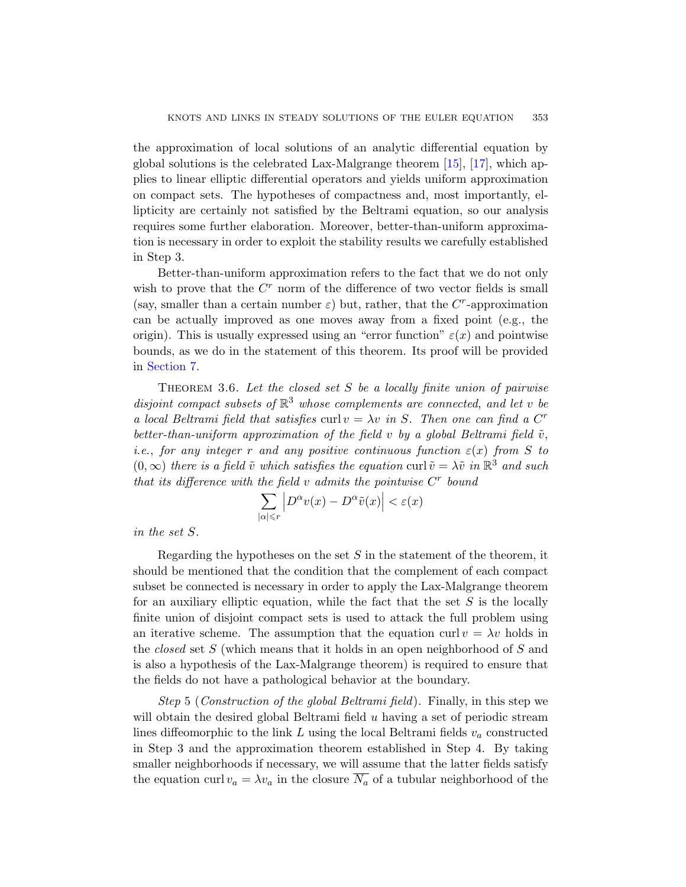the approximation of local solutions of an analytic differential equation by global solutions is the celebrated Lax-Malgrange theorem [15], [17], which applies to linear elliptic differential operators and yields uniform approximation on compact sets. The hypotheses of compactness and, most importantly, ellipticity are certainly not satisfied by the Beltrami equation, so our analysis requires some further elaboration. Moreover, better-than-uniform approximation is necessary in order to exploit the stability results we carefully established in Step 3.

Better-than-uniform approximation refers to the fact that we do not only wish to prove that the $C^r$ norm of the difference of two vector fields is small (say, smaller than a certain number $\varepsilon$) but, rather, that the $C^r$-approximation can be actually improved as one moves away from a fixed point (e.g., the origin). This is usually expressed using an "error function" $\varepsilon(x)$ and pointwise bounds, as we do in the statement of this theorem. Its proof will be provided in Section 7.

Theorem 3.6. *Let the closed set $S$ be a locally finite union of pairwise disjoint compact subsets of $\mathbb{R}^3$ whose complements are connected, and let $v$ be a local Beltrami field that satisfies $\operatorname{curl} v = \lambda v$ in $S$. Then one can find a $C^r$ better-than-uniform approximation of the field $v$ by a global Beltrami field $\tilde{v}$, i.e., for any integer $r$ and any positive continuous function $\varepsilon(x)$ from $S$ to $(0, \infty)$ there is a field $\tilde{v}$ which satisfies the equation $\operatorname{curl} \tilde{v} = \lambda \tilde{v}$ in $\mathbb{R}^3$ and such that its difference with the field $v$ admits the pointwise $C^r$ bound*

$$\sum_{|\alpha| \leqslant r} \left| D^\alpha v(x) - D^\alpha \tilde{v}(x) \right| < \varepsilon(x)$$

*in the set $S$.*

Regarding the hypotheses on the set $S$ in the statement of the theorem, it should be mentioned that the condition that the complement of each compact subset be connected is necessary in order to apply the Lax-Malgrange theorem for an auxiliary elliptic equation, while the fact that the set $S$ is the locally finite union of disjoint compact sets is used to attack the full problem using an iterative scheme. The assumption that the equation $\operatorname{curl} v = \lambda v$ holds in the *closed* set $S$ (which means that it holds in an open neighborhood of $S$ and is also a hypothesis of the Lax-Malgrange theorem) is required to ensure that the fields do not have a pathological behavior at the boundary.

*Step* 5 (*Construction of the global Beltrami field*). Finally, in this step we will obtain the desired global Beltrami field $u$ having a set of periodic stream lines diffeomorphic to the link $L$ using the local Beltrami fields $v_a$ constructed in Step 3 and the approximation theorem established in Step 4. By taking smaller neighborhoods if necessary, we will assume that the latter fields satisfy the equation $\operatorname{curl} v_a = \lambda v_a$ in the closure $\overline{N_a}$ of a tubular neighborhood of the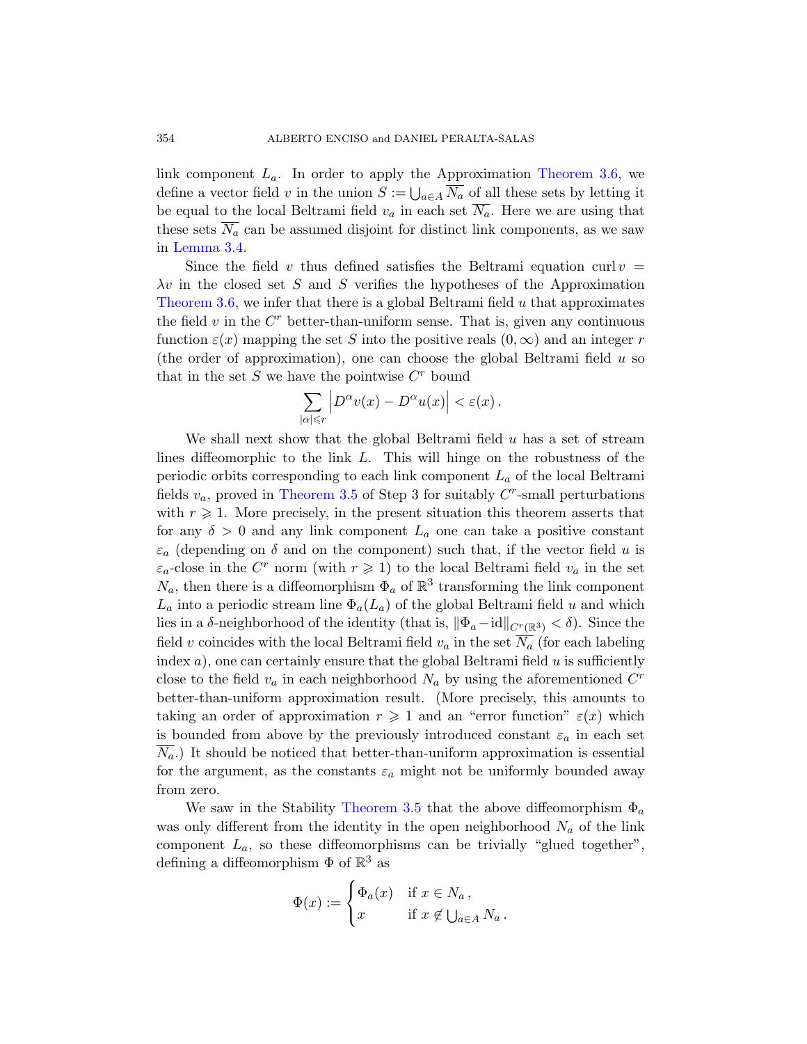link component $L_a$. In order to apply the Approximation Theorem 3.6, we define a vector field $v$ in the union $S := \bigcup_{a\in A} \overline{N_a}$ of all these sets by letting it be equal to the local Beltrami field $v_a$ in each set $\overline{N_a}$. Here we are using that these sets $\overline{N_a}$ can be assumed disjoint for distinct link components, as we saw in Lemma 3.4.

Since the field $v$ thus defined satisfies the Beltrami equation $\operatorname{curl} v = \lambda v$ in the closed set $S$ and $S$ verifies the hypotheses of the Approximation Theorem 3.6, we infer that there is a global Beltrami field $u$ that approximates the field $v$ in the $C^r$ better-than-uniform sense. That is, given any continuous function $\varepsilon(x)$ mapping the set $S$ into the positive reals $(0,\infty)$ and an integer $r$ (the order of approximation), one can choose the global Beltrami field $u$ so that in the set $S$ we have the pointwise $C^r$ bound

$$\sum_{|\alpha|\leqslant r} \Big| D^\alpha v(x) - D^\alpha u(x)\Big| < \varepsilon(x)\,.$$

We shall next show that the global Beltrami field $u$ has a set of stream lines diffeomorphic to the link $L$. This will hinge on the robustness of the periodic orbits corresponding to each link component $L_a$ of the local Beltrami fields $v_a$, proved in Theorem 3.5 of Step 3 for suitably $C^r$-small perturbations with $r \geqslant 1$. More precisely, in the present situation this theorem asserts that for any $\delta > 0$ and any link component $L_a$ one can take a positive constant $\varepsilon_a$ (depending on $\delta$ and on the component) such that, if the vector field $u$ is $\varepsilon_a$-close in the $C^r$ norm (with $r \geqslant 1$) to the local Beltrami field $v_a$ in the set $N_a$, then there is a diffeomorphism $\Phi_a$ of $\mathbb{R}^3$ transforming the link component $L_a$ into a periodic stream line $\Phi_a(L_a)$ of the global Beltrami field $u$ and which lies in a $\delta$-neighborhood of the identity (that is, $\|\Phi_a - \mathrm{id}\|_{C^r(\mathbb{R}^3)} < \delta$). Since the field $v$ coincides with the local Beltrami field $v_a$ in the set $\overline{N_a}$ (for each labeling index $a$), one can certainly ensure that the global Beltrami field $u$ is sufficiently close to the field $v_a$ in each neighborhood $N_a$ by using the aforementioned $C^r$ better-than-uniform approximation result. (More precisely, this amounts to taking an order of approximation $r \geqslant 1$ and an "error function" $\varepsilon(x)$ which is bounded from above by the previously introduced constant $\varepsilon_a$ in each set $\overline{N_a}$.) It should be noticed that better-than-uniform approximation is essential for the argument, as the constants $\varepsilon_a$ might not be uniformly bounded away from zero.

We saw in the Stability Theorem 3.5 that the above diffeomorphism $\Phi_a$ was only different from the identity in the open neighborhood $N_a$ of the link component $L_a$, so these diffeomorphisms can be trivially "glued together", defining a diffeomorphism $\Phi$ of $\mathbb{R}^3$ as

$$\Phi(x) := \begin{cases} \Phi_a(x) & \text{if } x \in N_a\,, \\ x & \text{if } x \notin \bigcup_{a\in A} N_a\,. \end{cases}$$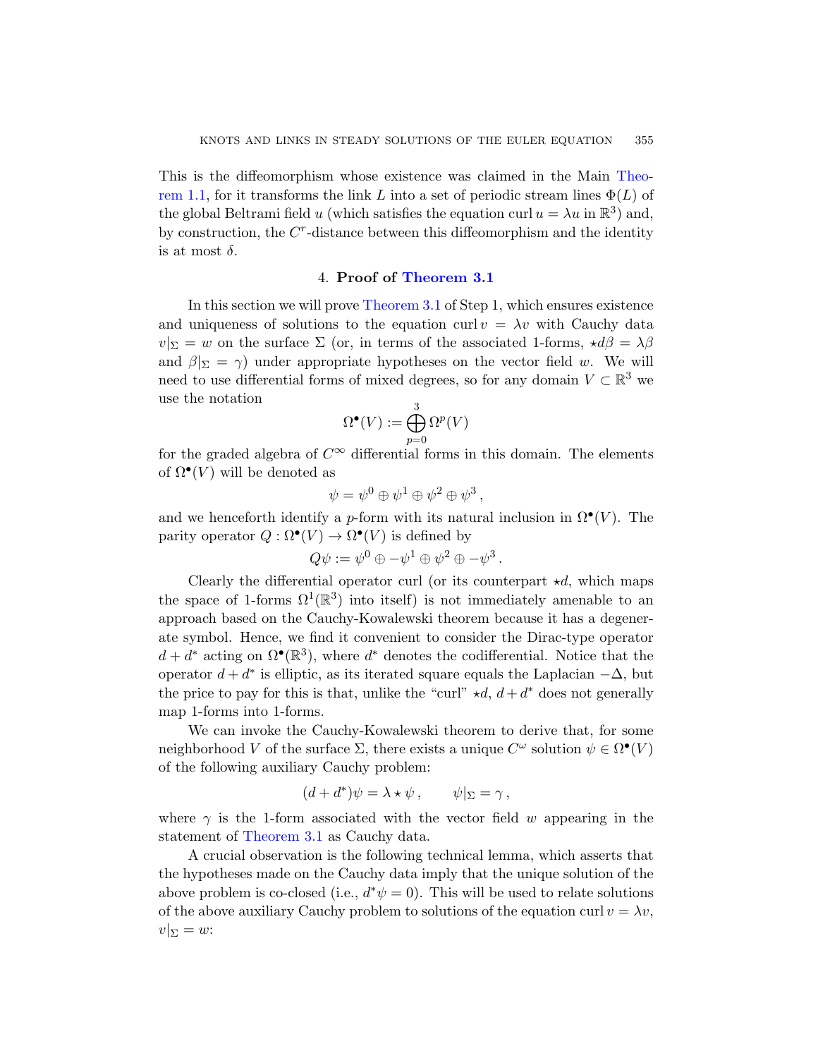This is the diffeomorphism whose existence was claimed in the Main Theorem 1.1, for it transforms the link $L$ into a set of periodic stream lines $\Phi(L)$ of the global Beltrami field $u$ (which satisfies the equation $\operatorname{curl} u = \lambda u$ in $\mathbb{R}^3$) and, by construction, the $C^r$-distance between this diffeomorphism and the identity is at most $\delta$.

## 4. Proof of Theorem 3.1

In this section we will prove Theorem 3.1 of Step 1, which ensures existence and uniqueness of solutions to the equation $\operatorname{curl} v = \lambda v$ with Cauchy data $v|_\Sigma = w$ on the surface $\Sigma$ (or, in terms of the associated 1-forms, $\star d\beta = \lambda\beta$ and $\beta|_\Sigma = \gamma$) under appropriate hypotheses on the vector field $w$. We will need to use differential forms of mixed degrees, so for any domain $V \subset \mathbb{R}^3$ we use the notation

$$\Omega^\bullet(V) := \bigoplus_{p=0}^{3} \Omega^p(V)$$

for the graded algebra of $C^\infty$ differential forms in this domain. The elements of $\Omega^\bullet(V)$ will be denoted as

$$\psi = \psi^0 \oplus \psi^1 \oplus \psi^2 \oplus \psi^3 ,$$

and we henceforth identify a $p$-form with its natural inclusion in $\Omega^\bullet(V)$. The parity operator $Q : \Omega^\bullet(V) \to \Omega^\bullet(V)$ is defined by

$$Q\psi := \psi^0 \oplus -\psi^1 \oplus \psi^2 \oplus -\psi^3 .$$

Clearly the differential operator curl (or its counterpart $\star d$, which maps the space of 1-forms $\Omega^1(\mathbb{R}^3)$ into itself) is not immediately amenable to an approach based on the Cauchy-Kowalewski theorem because it has a degenerate symbol. Hence, we find it convenient to consider the Dirac-type operator $d + d^*$ acting on $\Omega^\bullet(\mathbb{R}^3)$, where $d^*$ denotes the codifferential. Notice that the operator $d + d^*$ is elliptic, as its iterated square equals the Laplacian $-\Delta$, but the price to pay for this is that, unlike the "curl" $\star d$, $d + d^*$ does not generally map 1-forms into 1-forms.

We can invoke the Cauchy-Kowalewski theorem to derive that, for some neighborhood $V$ of the surface $\Sigma$, there exists a unique $C^\omega$ solution $\psi \in \Omega^\bullet(V)$ of the following auxiliary Cauchy problem:

$$(d + d^*)\psi = \lambda \star \psi , \qquad \psi|_\Sigma = \gamma ,$$

where $\gamma$ is the 1-form associated with the vector field $w$ appearing in the statement of Theorem 3.1 as Cauchy data.

A crucial observation is the following technical lemma, which asserts that the hypotheses made on the Cauchy data imply that the unique solution of the above problem is co-closed (i.e., $d^*\psi = 0$). This will be used to relate solutions of the above auxiliary Cauchy problem to solutions of the equation $\operatorname{curl} v = \lambda v$, $v|_\Sigma = w$: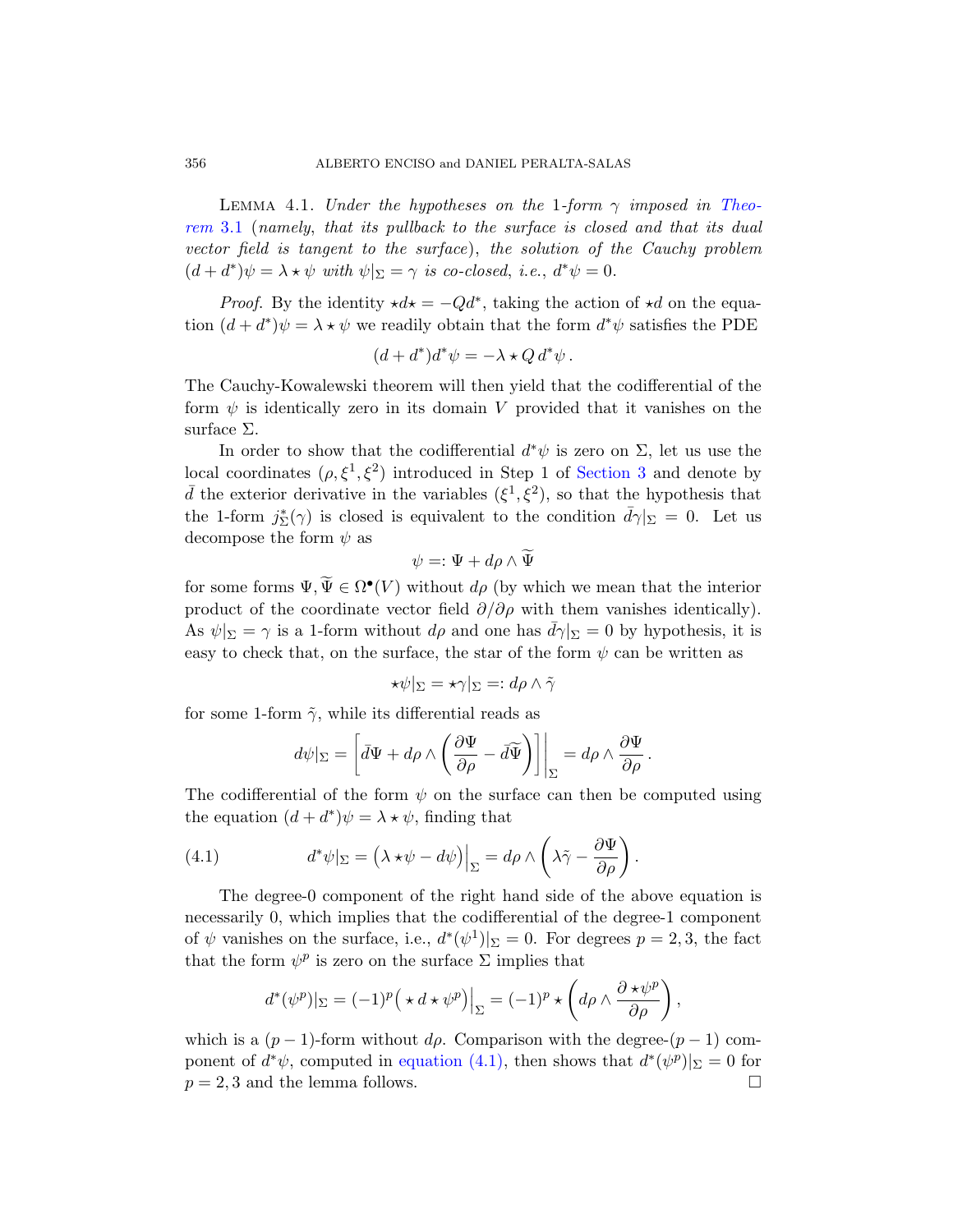**Lemma 4.1.** *Under the hypotheses on the 1-form $\gamma$ imposed in Theorem 3.1 (namely, that its pullback to the surface is closed and that its dual vector field is tangent to the surface), the solution of the Cauchy problem $(d+d^*)\psi = \lambda \star \psi$ with $\psi|_\Sigma = \gamma$ is co-closed, i.e., $d^*\psi = 0$.*

*Proof.* By the identity $\star d \star = -Qd^*$, taking the action of $\star d$ on the equation $(d+d^*)\psi = \lambda \star \psi$ we readily obtain that the form $d^*\psi$ satisfies the PDE

$$(d+d^*)d^*\psi = -\lambda \star Q\, d^*\psi\,.$$

The Cauchy-Kowalewski theorem will then yield that the codifferential of the form $\psi$ is identically zero in its domain $V$ provided that it vanishes on the surface $\Sigma$.

In order to show that the codifferential $d^*\psi$ is zero on $\Sigma$, let us use the local coordinates $(\rho, \xi^1, \xi^2)$ introduced in Step 1 of Section 3 and denote by $\bar{d}$ the exterior derivative in the variables $(\xi^1, \xi^2)$, so that the hypothesis that the 1-form $j_\Sigma^*(\gamma)$ is closed is equivalent to the condition $\bar{d}\gamma|_\Sigma = 0$. Let us decompose the form $\psi$ as

$$\psi =: \Psi + d\rho \wedge \widetilde{\Psi}$$

for some forms $\Psi, \widetilde{\Psi} \in \Omega^\bullet(V)$ without $d\rho$ (by which we mean that the interior product of the coordinate vector field $\partial/\partial\rho$ with them vanishes identically). As $\psi|_\Sigma = \gamma$ is a 1-form without $d\rho$ and one has $\bar{d}\gamma|_\Sigma = 0$ by hypothesis, it is easy to check that, on the surface, the star of the form $\psi$ can be written as

$$\star\psi|_\Sigma = \star\gamma|_\Sigma =: d\rho \wedge \tilde{\gamma}$$

for some 1-form $\tilde{\gamma}$, while its differential reads as

$$d\psi|_\Sigma = \left[\bar{d}\Psi + d\rho \wedge \left(\frac{\partial \Psi}{\partial\rho} - \bar{d}\widetilde{\Psi}\right)\right]\bigg|_\Sigma = d\rho \wedge \frac{\partial \Psi}{\partial \rho}\,.$$

The codifferential of the form $\psi$ on the surface can then be computed using the equation $(d+d^*)\psi = \lambda \star \psi$, finding that

$$d^*\psi|_\Sigma = \big(\lambda \star\psi - d\psi\big)\Big|_\Sigma = d\rho \wedge \left(\lambda\tilde{\gamma} - \frac{\partial\Psi}{\partial\rho}\right). \tag{4.1}$$

The degree-0 component of the right hand side of the above equation is necessarily 0, which implies that the codifferential of the degree-1 component of $\psi$ vanishes on the surface, i.e., $d^*(\psi^1)|_\Sigma = 0$. For degrees $p = 2, 3$, the fact that the form $\psi^p$ is zero on the surface $\Sigma$ implies that

$$d^*(\psi^p)|_\Sigma = (-1)^p\big(\star\, d \star \psi^p\big)\Big|_\Sigma = (-1)^p \star \left(d\rho \wedge \frac{\partial \star\psi^p}{\partial\rho}\right),$$

which is a $(p-1)$-form without $d\rho$. Comparison with the degree-$(p-1)$ component of $d^*\psi$, computed in equation (4.1), then shows that $d^*(\psi^p)|_\Sigma = 0$ for $p = 2, 3$ and the lemma follows. □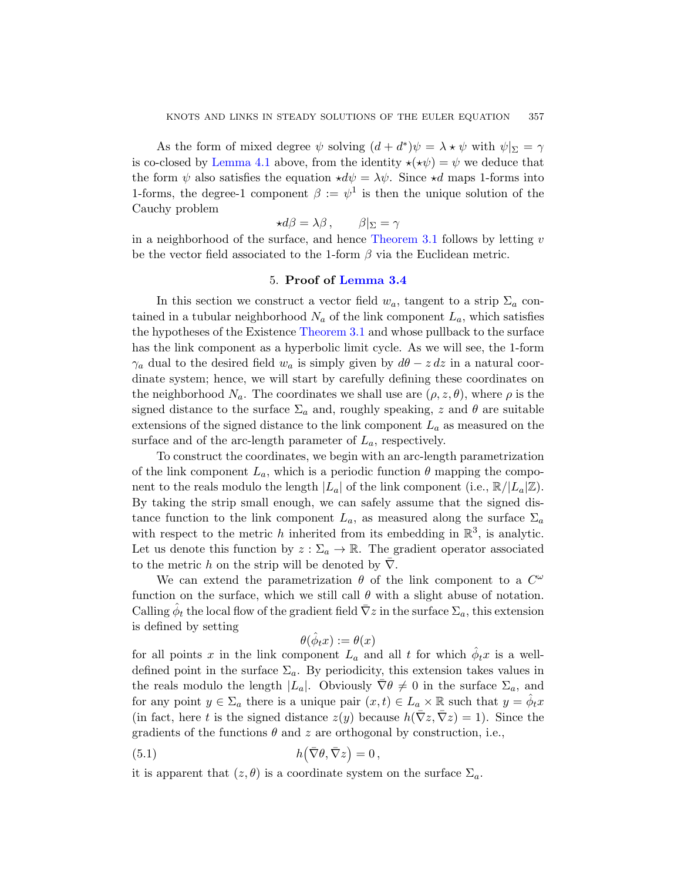As the form of mixed degree $\psi$ solving $(d + d^*)\psi = \lambda \star \psi$ with $\psi|_\Sigma = \gamma$ is co-closed by Lemma 4.1 above, from the identity $\star(\star\psi) = \psi$ we deduce that the form $\psi$ also satisfies the equation $\star d\psi = \lambda\psi$. Since $\star d$ maps 1-forms into 1-forms, the degree-1 component $\beta := \psi^1$ is then the unique solution of the Cauchy problem

$$\star d\beta = \lambda\beta\,, \qquad \beta|_\Sigma = \gamma$$

in a neighborhood of the surface, and hence Theorem 3.1 follows by letting $v$ be the vector field associated to the 1-form $\beta$ via the Euclidean metric.

## 5. Proof of Lemma 3.4

In this section we construct a vector field $w_a$, tangent to a strip $\Sigma_a$ contained in a tubular neighborhood $N_a$ of the link component $L_a$, which satisfies the hypotheses of the Existence Theorem 3.1 and whose pullback to the surface has the link component as a hyperbolic limit cycle. As we will see, the 1-form $\gamma_a$ dual to the desired field $w_a$ is simply given by $d\theta - z\,dz$ in a natural coordinate system; hence, we will start by carefully defining these coordinates on the neighborhood $N_a$. The coordinates we shall use are $(\rho, z, \theta)$, where $\rho$ is the signed distance to the surface $\Sigma_a$ and, roughly speaking, $z$ and $\theta$ are suitable extensions of the signed distance to the link component $L_a$ as measured on the surface and of the arc-length parameter of $L_a$, respectively.

To construct the coordinates, we begin with an arc-length parametrization of the link component $L_a$, which is a periodic function $\theta$ mapping the component to the reals modulo the length $|L_a|$ of the link component (i.e., $\mathbb{R}/|L_a|\mathbb{Z}$). By taking the strip small enough, we can safely assume that the signed distance function to the link component $L_a$, as measured along the surface $\Sigma_a$ with respect to the metric $h$ inherited from its embedding in $\mathbb{R}^3$, is analytic. Let us denote this function by $z : \Sigma_a \to \mathbb{R}$. The gradient operator associated to the metric $h$ on the strip will be denoted by $\bar{\nabla}$.

We can extend the parametrization $\theta$ of the link component to a $C^\omega$ function on the surface, which we still call $\theta$ with a slight abuse of notation. Calling $\hat{\phi}_t$ the local flow of the gradient field $\bar{\nabla} z$ in the surface $\Sigma_a$, this extension is defined by setting

$$\theta(\hat{\phi}_t x) := \theta(x)$$

for all points $x$ in the link component $L_a$ and all $t$ for which $\hat{\phi}_t x$ is a well-defined point in the surface $\Sigma_a$. By periodicity, this extension takes values in the reals modulo the length $|L_a|$. Obviously $\bar{\nabla}\theta \neq 0$ in the surface $\Sigma_a$, and for any point $y \in \Sigma_a$ there is a unique pair $(x, t) \in L_a \times \mathbb{R}$ such that $y = \hat{\phi}_t x$ (in fact, here $t$ is the signed distance $z(y)$ because $h(\bar{\nabla} z, \bar{\nabla} z) = 1$). Since the gradients of the functions $\theta$ and $z$ are orthogonal by construction, i.e.,

$$h\big(\bar{\nabla}\theta, \bar{\nabla} z\big) = 0\,, \tag{5.1}$$

it is apparent that $(z, \theta)$ is a coordinate system on the surface $\Sigma_a$.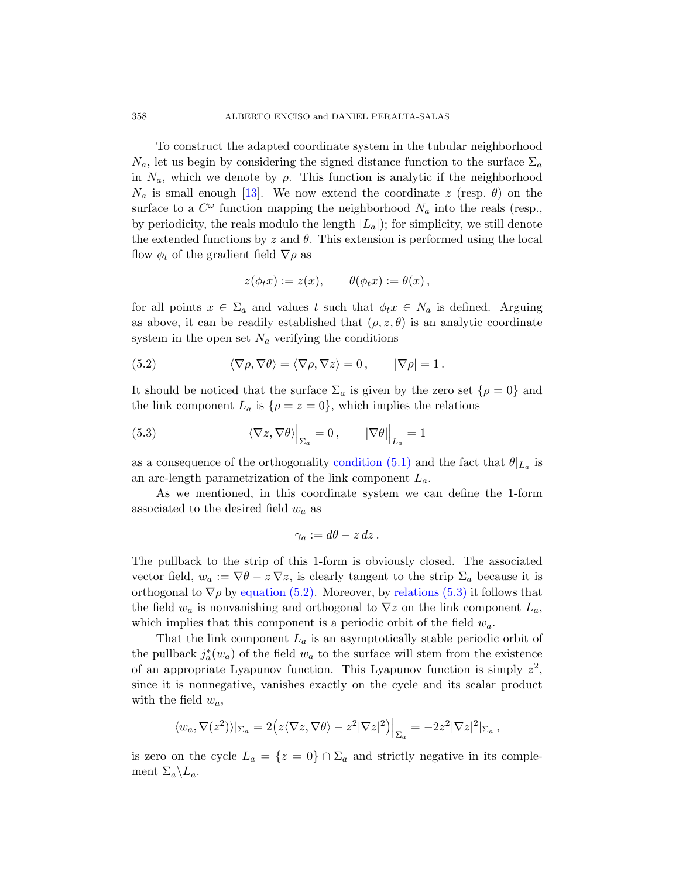To construct the adapted coordinate system in the tubular neighborhood $N_a$, let us begin by considering the signed distance function to the surface $\Sigma_a$ in $N_a$, which we denote by $\rho$. This function is analytic if the neighborhood $N_a$ is small enough [13]. We now extend the coordinate $z$ (resp. $\theta$) on the surface to a $C^\omega$ function mapping the neighborhood $N_a$ into the reals (resp., by periodicity, the reals modulo the length $|L_a|$); for simplicity, we still denote the extended functions by $z$ and $\theta$. This extension is performed using the local flow $\phi_t$ of the gradient field $\nabla\rho$ as

$$z(\phi_t x) := z(x), \qquad \theta(\phi_t x) := \theta(x)\,,$$

for all points $x \in \Sigma_a$ and values $t$ such that $\phi_t x \in N_a$ is defined. Arguing as above, it can be readily established that $(\rho, z, \theta)$ is an analytic coordinate system in the open set $N_a$ verifying the conditions

$$\langle \nabla\rho, \nabla\theta\rangle = \langle \nabla\rho, \nabla z\rangle = 0\,, \qquad |\nabla\rho| = 1\,. \tag{5.2}$$

It should be noticed that the surface $\Sigma_a$ is given by the zero set $\{\rho = 0\}$ and the link component $L_a$ is $\{\rho = z = 0\}$, which implies the relations

$$\langle \nabla z, \nabla\theta\rangle\Big|_{\Sigma_a} = 0\,, \qquad |\nabla\theta|\Big|_{L_a} = 1 \tag{5.3}$$

as a consequence of the orthogonality condition (5.1) and the fact that $\theta|_{L_a}$ is an arc-length parametrization of the link component $L_a$.

As we mentioned, in this coordinate system we can define the 1-form associated to the desired field $w_a$ as

$$\gamma_a := d\theta - z\,dz\,.$$

The pullback to the strip of this 1-form is obviously closed. The associated vector field, $w_a := \nabla\theta - z\,\nabla z$, is clearly tangent to the strip $\Sigma_a$ because it is orthogonal to $\nabla\rho$ by equation (5.2). Moreover, by relations (5.3) it follows that the field $w_a$ is nonvanishing and orthogonal to $\nabla z$ on the link component $L_a$, which implies that this component is a periodic orbit of the field $w_a$.

That the link component $L_a$ is an asymptotically stable periodic orbit of the pullback $j_a^*(w_a)$ of the field $w_a$ to the surface will stem from the existence of an appropriate Lyapunov function. This Lyapunov function is simply $z^2$, since it is nonnegative, vanishes exactly on the cycle and its scalar product with the field $w_a$,

$$\langle w_a, \nabla(z^2)\rangle|_{\Sigma_a} = 2\big(z\langle \nabla z, \nabla\theta\rangle - z^2|\nabla z|^2\big)\Big|_{\Sigma_a} = -2z^2|\nabla z|^2|_{\Sigma_a}\,,$$

is zero on the cycle $L_a = \{z = 0\} \cap \Sigma_a$ and strictly negative in its complement $\Sigma_a \backslash L_a$.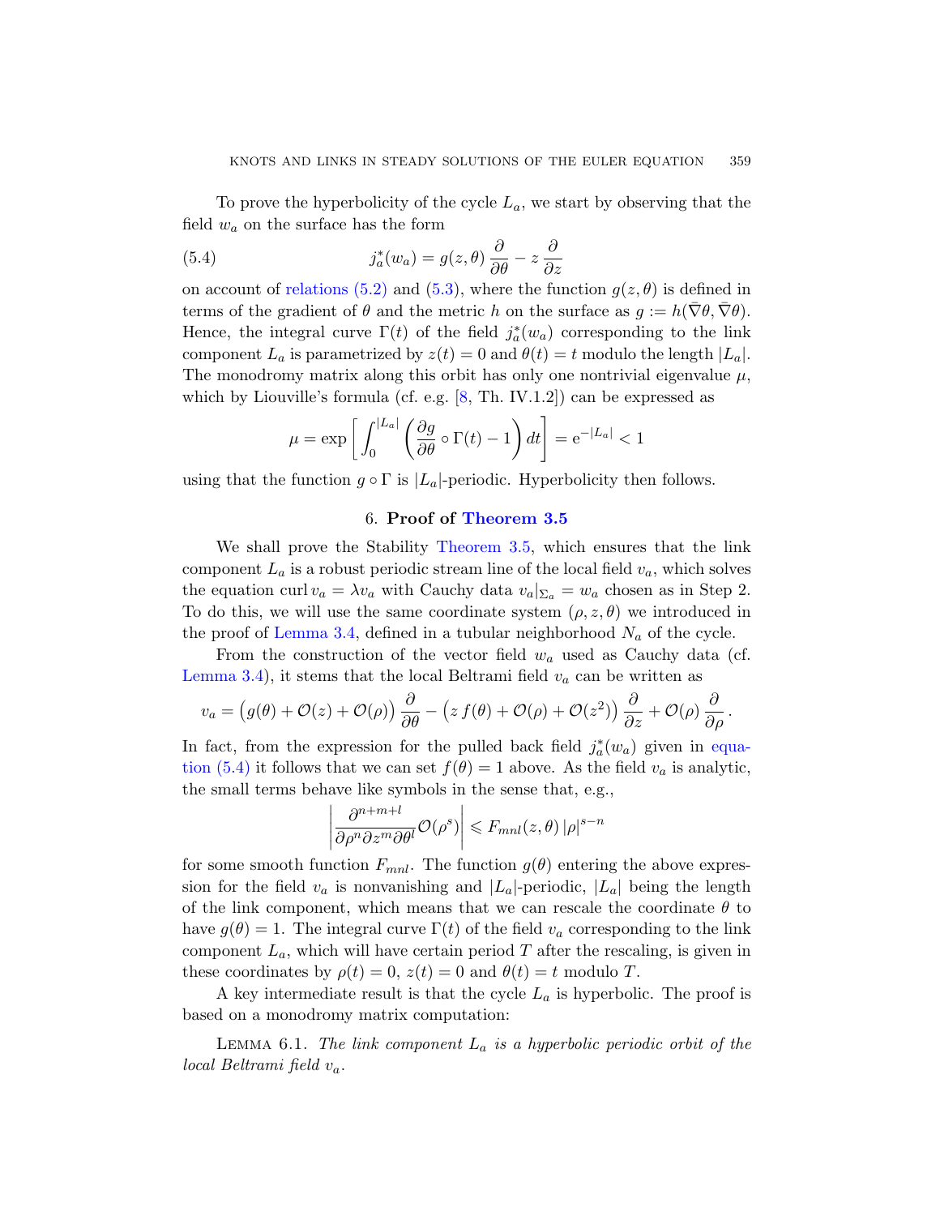To prove the hyperbolicity of the cycle $L_a$, we start by observing that the field $w_a$ on the surface has the form

$$j_a^*(w_a) = g(z,\theta)\,\frac{\partial}{\partial\theta} - z\,\frac{\partial}{\partial z} \tag{5.4}$$

on account of relations (5.2) and (5.3), where the function $g(z,\theta)$ is defined in terms of the gradient of $\theta$ and the metric $h$ on the surface as $g := h(\bar\nabla\theta, \bar\nabla\theta)$. Hence, the integral curve $\Gamma(t)$ of the field $j_a^*(w_a)$ corresponding to the link component $L_a$ is parametrized by $z(t) = 0$ and $\theta(t) = t$ modulo the length $|L_a|$. The monodromy matrix along this orbit has only one nontrivial eigenvalue $\mu$, which by Liouville's formula (cf. e.g. [8, Th. IV.1.2]) can be expressed as

$$\mu = \exp\left[\int_0^{|L_a|}\left(\frac{\partial g}{\partial\theta}\circ\Gamma(t) - 1\right)dt\right] = \mathrm{e}^{-|L_a|} < 1$$

using that the function $g\circ\Gamma$ is $|L_a|$-periodic. Hyperbolicity then follows.

## 6. Proof of Theorem 3.5

We shall prove the Stability Theorem 3.5, which ensures that the link component $L_a$ is a robust periodic stream line of the local field $v_a$, which solves the equation $\operatorname{curl} v_a = \lambda v_a$ with Cauchy data $v_a|_{\Sigma_a} = w_a$ chosen as in Step 2. To do this, we will use the same coordinate system $(\rho, z, \theta)$ we introduced in the proof of Lemma 3.4, defined in a tubular neighborhood $N_a$ of the cycle.

From the construction of the vector field $w_a$ used as Cauchy data (cf. Lemma 3.4), it stems that the local Beltrami field $v_a$ can be written as

$$v_a = \big(g(\theta) + \mathcal{O}(z) + \mathcal{O}(\rho)\big)\,\frac{\partial}{\partial\theta} - \big(z\,f(\theta) + \mathcal{O}(\rho) + \mathcal{O}(z^2)\big)\,\frac{\partial}{\partial z} + \mathcal{O}(\rho)\,\frac{\partial}{\partial\rho}\,.$$

In fact, from the expression for the pulled back field $j_a^*(w_a)$ given in equation (5.4) it follows that we can set $f(\theta) = 1$ above. As the field $v_a$ is analytic, the small terms behave like symbols in the sense that, e.g.,

$$\left|\frac{\partial^{n+m+l}}{\partial\rho^n\partial z^m\partial\theta^l}\mathcal{O}(\rho^s)\right| \leqslant F_{mnl}(z,\theta)\,|\rho|^{s-n}$$

for some smooth function $F_{mnl}$. The function $g(\theta)$ entering the above expression for the field $v_a$ is nonvanishing and $|L_a|$-periodic, $|L_a|$ being the length of the link component, which means that we can rescale the coordinate $\theta$ to have $g(\theta) = 1$. The integral curve $\Gamma(t)$ of the field $v_a$ corresponding to the link component $L_a$, which will have certain period $T$ after the rescaling, is given in these coordinates by $\rho(t) = 0$, $z(t) = 0$ and $\theta(t) = t$ modulo $T$.

A key intermediate result is that the cycle $L_a$ is hyperbolic. The proof is based on a monodromy matrix computation:

Lemma 6.1. *The link component $L_a$ is a hyperbolic periodic orbit of the local Beltrami field $v_a$.*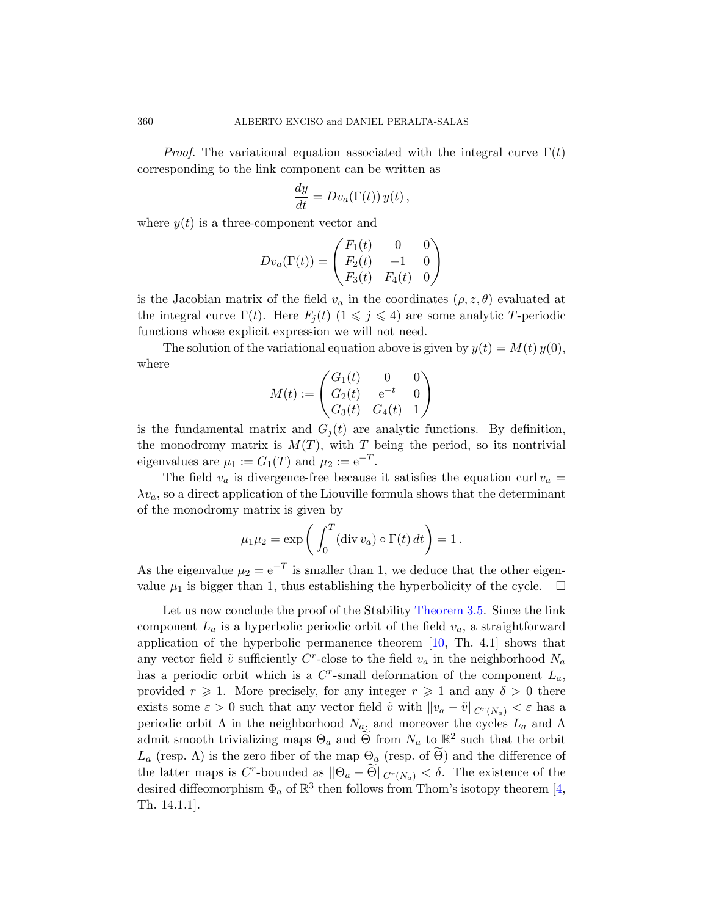*Proof.* The variational equation associated with the integral curve $\Gamma(t)$ corresponding to the link component can be written as

$$\frac{dy}{dt} = Dv_a(\Gamma(t))\, y(t)\,,$$

where $y(t)$ is a three-component vector and

$$Dv_a(\Gamma(t)) = \begin{pmatrix} F_1(t) & 0 & 0 \\ F_2(t) & -1 & 0 \\ F_3(t) & F_4(t) & 0 \end{pmatrix}$$

is the Jacobian matrix of the field $v_a$ in the coordinates $(\rho, z, \theta)$ evaluated at the integral curve $\Gamma(t)$. Here $F_j(t)$ ($1 \leqslant j \leqslant 4$) are some analytic $T$-periodic functions whose explicit expression we will not need.

The solution of the variational equation above is given by $y(t) = M(t)\, y(0)$, where

$$M(t) := \begin{pmatrix} G_1(t) & 0 & 0 \\ G_2(t) & \mathrm{e}^{-t} & 0 \\ G_3(t) & G_4(t) & 1 \end{pmatrix}$$

is the fundamental matrix and $G_j(t)$ are analytic functions. By definition, the monodromy matrix is $M(T)$, with $T$ being the period, so its nontrivial eigenvalues are $\mu_1 := G_1(T)$ and $\mu_2 := \mathrm{e}^{-T}$.

The field $v_a$ is divergence-free because it satisfies the equation $\operatorname{curl} v_a = \lambda v_a$, so a direct application of the Liouville formula shows that the determinant of the monodromy matrix is given by

$$\mu_1 \mu_2 = \exp\left( \int_0^T (\operatorname{div} v_a) \circ \Gamma(t)\, dt \right) = 1\,.$$

As the eigenvalue $\mu_2 = \mathrm{e}^{-T}$ is smaller than 1, we deduce that the other eigenvalue $\mu_1$ is bigger than 1, thus establishing the hyperbolicity of the cycle. □

Let us now conclude the proof of the Stability Theorem 3.5. Since the link component $L_a$ is a hyperbolic periodic orbit of the field $v_a$, a straightforward application of the hyperbolic permanence theorem [10, Th. 4.1] shows that any vector field $\tilde{v}$ sufficiently $C^r$-close to the field $v_a$ in the neighborhood $N_a$ has a periodic orbit which is a $C^r$-small deformation of the component $L_a$, provided $r \geqslant 1$. More precisely, for any integer $r \geqslant 1$ and any $\delta > 0$ there exists some $\varepsilon > 0$ such that any vector field $\tilde{v}$ with $\|v_a - \tilde{v}\|_{C^r(N_a)} < \varepsilon$ has a periodic orbit $\Lambda$ in the neighborhood $N_a$, and moreover the cycles $L_a$ and $\Lambda$ admit smooth trivializing maps $\Theta_a$ and $\widetilde{\Theta}$ from $N_a$ to $\mathbb{R}^2$ such that the orbit $L_a$ (resp. $\Lambda$) is the zero fiber of the map $\Theta_a$ (resp. of $\widetilde{\Theta}$) and the difference of the latter maps is $C^r$-bounded as $\|\Theta_a - \widetilde{\Theta}\|_{C^r(N_a)} < \delta$. The existence of the desired diffeomorphism $\Phi_a$ of $\mathbb{R}^3$ then follows from Thom's isotopy theorem [4, Th. 14.1.1].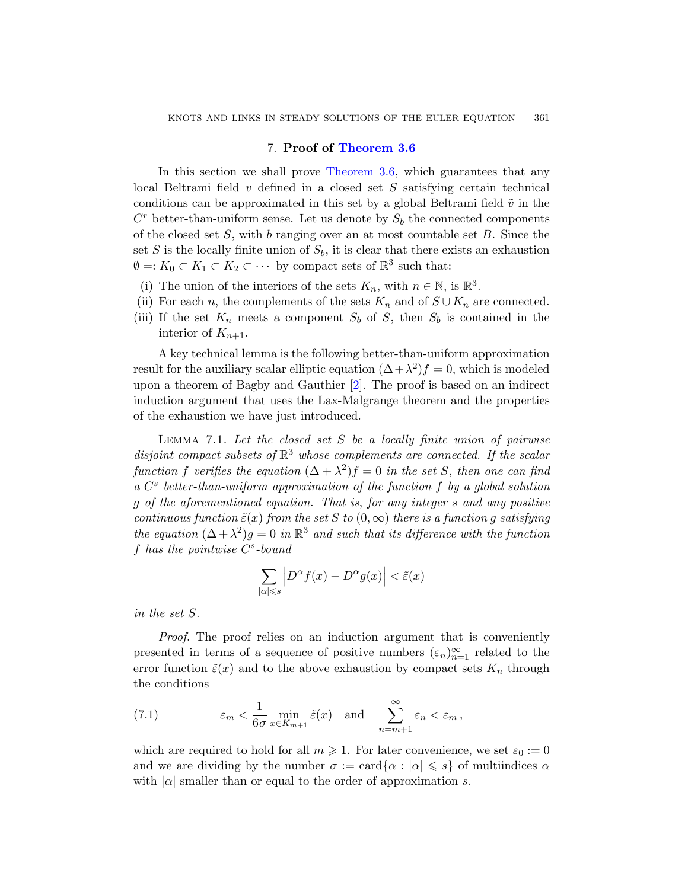## 7. Proof of Theorem 3.6

In this section we shall prove Theorem 3.6, which guarantees that any local Beltrami field $v$ defined in a closed set $S$ satisfying certain technical conditions can be approximated in this set by a global Beltrami field $\tilde{v}$ in the $C^r$ better-than-uniform sense. Let us denote by $S_b$ the connected components of the closed set $S$, with $b$ ranging over an at most countable set $B$. Since the set $S$ is the locally finite union of $S_b$, it is clear that there exists an exhaustion $\emptyset =: K_0 \subset K_1 \subset K_2 \subset \cdots$ by compact sets of $\mathbb{R}^3$ such that:

(i) The union of the interiors of the sets $K_n$, with $n \in \mathbb{N}$, is $\mathbb{R}^3$.
(ii) For each $n$, the complements of the sets $K_n$ and of $S \cup K_n$ are connected.
(iii) If the set $K_n$ meets a component $S_b$ of $S$, then $S_b$ is contained in the interior of $K_{n+1}$.

A key technical lemma is the following better-than-uniform approximation result for the auxiliary scalar elliptic equation $(\Delta + \lambda^2)f = 0$, which is modeled upon a theorem of Bagby and Gauthier [2]. The proof is based on an indirect induction argument that uses the Lax-Malgrange theorem and the properties of the exhaustion we have just introduced.

Lemma 7.1. *Let the closed set $S$ be a locally finite union of pairwise disjoint compact subsets of $\mathbb{R}^3$ whose complements are connected. If the scalar function $f$ verifies the equation $(\Delta + \lambda^2)f = 0$ in the set $S$, then one can find a $C^s$ better-than-uniform approximation of the function $f$ by a global solution $g$ of the aforementioned equation. That is, for any integer $s$ and any positive continuous function $\tilde{\varepsilon}(x)$ from the set $S$ to $(0, \infty)$ there is a function $g$ satisfying the equation $(\Delta + \lambda^2)g = 0$ in $\mathbb{R}^3$ and such that its difference with the function $f$ has the pointwise $C^s$-bound*

$$\sum_{|\alpha| \leqslant s} \left| D^\alpha f(x) - D^\alpha g(x) \right| < \tilde{\varepsilon}(x)$$

*in the set $S$.*

*Proof.* The proof relies on an induction argument that is conveniently presented in terms of a sequence of positive numbers $(\varepsilon_n)_{n=1}^\infty$ related to the error function $\tilde{\varepsilon}(x)$ and to the above exhaustion by compact sets $K_n$ through the conditions

$$\varepsilon_m < \frac{1}{6\sigma} \min_{x \in K_{m+1}} \tilde{\varepsilon}(x) \quad \text{and} \quad \sum_{n=m+1}^{\infty} \varepsilon_n < \varepsilon_m \,, \tag{7.1}$$

which are required to hold for all $m \geqslant 1$. For later convenience, we set $\varepsilon_0 := 0$ and we are dividing by the number $\sigma := \operatorname{card}\{\alpha : |\alpha| \leqslant s\}$ of multiindices $\alpha$ with $|\alpha|$ smaller than or equal to the order of approximation $s$.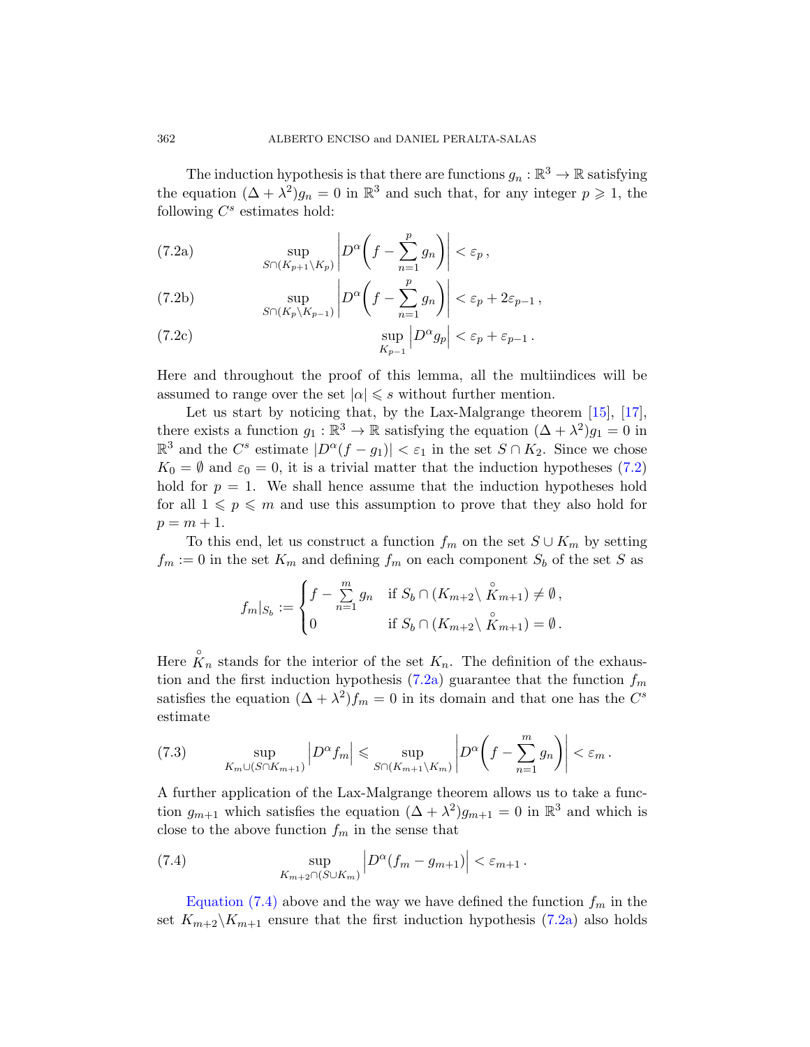The induction hypothesis is that there are functions $g_n : \mathbb{R}^3 \to \mathbb{R}$ satisfying the equation $(\Delta + \lambda^2) g_n = 0$ in $\mathbb{R}^3$ and such that, for any integer $p \geqslant 1$, the following $C^s$ estimates hold:

$$\sup_{S \cap (K_{p+1} \setminus K_p)} \left| D^\alpha \bigg( f - \sum_{n=1}^{p} g_n \bigg) \right| < \varepsilon_p \,, \tag{7.2a}$$

$$\sup_{S \cap (K_p \setminus K_{p-1})} \left| D^\alpha \bigg( f - \sum_{n=1}^{p} g_n \bigg) \right| < \varepsilon_p + 2\varepsilon_{p-1} \,, \tag{7.2b}$$

$$\sup_{K_{p-1}} \left| D^\alpha g_p \right| < \varepsilon_p + \varepsilon_{p-1} \,. \tag{7.2c}$$

Here and throughout the proof of this lemma, all the multiindices will be assumed to range over the set $|\alpha| \leqslant s$ without further mention.

Let us start by noticing that, by the Lax-Malgrange theorem [15], [17], there exists a function $g_1 : \mathbb{R}^3 \to \mathbb{R}$ satisfying the equation $(\Delta + \lambda^2) g_1 = 0$ in $\mathbb{R}^3$ and the $C^s$ estimate $|D^\alpha (f - g_1)| < \varepsilon_1$ in the set $S \cap K_2$. Since we chose $K_0 = \emptyset$ and $\varepsilon_0 = 0$, it is a trivial matter that the induction hypotheses (7.2) hold for $p = 1$. We shall hence assume that the induction hypotheses hold for all $1 \leqslant p \leqslant m$ and use this assumption to prove that they also hold for $p = m + 1$.

To this end, let us construct a function $f_m$ on the set $S \cup K_m$ by setting $f_m := 0$ in the set $K_m$ and defining $f_m$ on each component $S_b$ of the set $S$ as

$$f_m|_{S_b} := \begin{cases} f - \sum\limits_{n=1}^{m} g_n & \text{if } S_b \cap (K_{m+2} \setminus \overset{\circ}{K}_{m+1}) \neq \emptyset \,, \\ 0 & \text{if } S_b \cap (K_{m+2} \setminus \overset{\circ}{K}_{m+1}) = \emptyset \,. \end{cases}$$

Here $\overset{\circ}{K}_n$ stands for the interior of the set $K_n$. The definition of the exhaustion and the first induction hypothesis (7.2a) guarantee that the function $f_m$ satisfies the equation $(\Delta + \lambda^2) f_m = 0$ in its domain and that one has the $C^s$ estimate

$$\sup_{K_m \cup (S \cap K_{m+1})} \left| D^\alpha f_m \right| \leqslant \sup_{S \cap (K_{m+1} \setminus K_m)} \left| D^\alpha \bigg( f - \sum_{n=1}^{m} g_n \bigg) \right| < \varepsilon_m \,. \tag{7.3}$$

A further application of the Lax-Malgrange theorem allows us to take a function $g_{m+1}$ which satisfies the equation $(\Delta + \lambda^2) g_{m+1} = 0$ in $\mathbb{R}^3$ and which is close to the above function $f_m$ in the sense that

$$\sup_{K_{m+2} \cap (S \cup K_m)} \left| D^\alpha (f_m - g_{m+1}) \right| < \varepsilon_{m+1} \,. \tag{7.4}$$

Equation (7.4) above and the way we have defined the function $f_m$ in the set $K_{m+2} \setminus K_{m+1}$ ensure that the first induction hypothesis (7.2a) also holds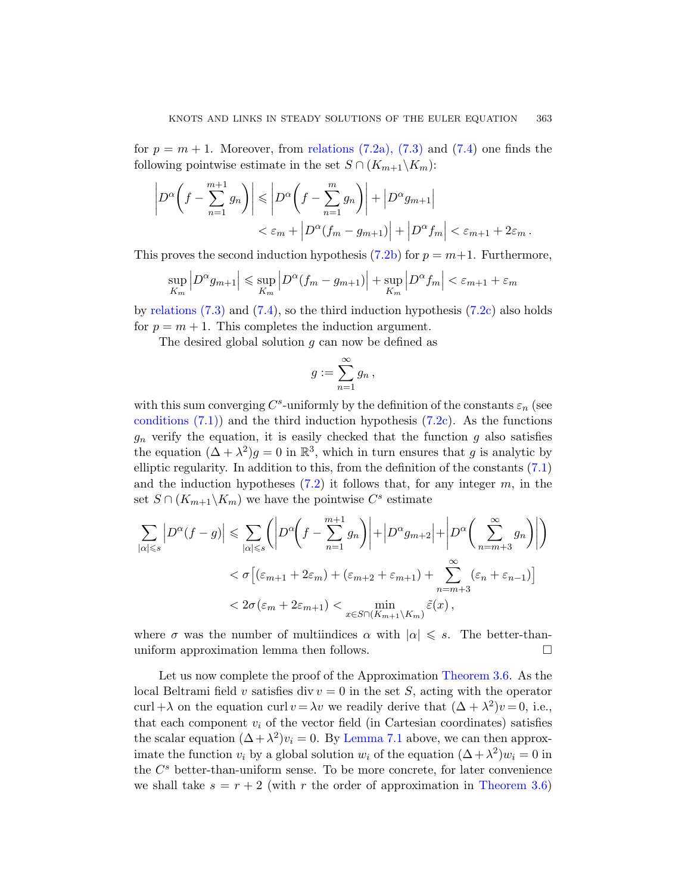for $p = m+1$. Moreover, from relations (7.2a), (7.3) and (7.4) one finds the following pointwise estimate in the set $S \cap (K_{m+1} \backslash K_m)$:

$$\left| D^\alpha \left( f - \sum_{n=1}^{m+1} g_n \right) \right| \leqslant \left| D^\alpha \left( f - \sum_{n=1}^{m} g_n \right) \right| + \left| D^\alpha g_{m+1} \right|$$
$$< \varepsilon_m + \left| D^\alpha (f_m - g_{m+1}) \right| + \left| D^\alpha f_m \right| < \varepsilon_{m+1} + 2\varepsilon_m \,.$$

This proves the second induction hypothesis (7.2b) for $p = m+1$. Furthermore,

$$\sup_{K_m} \left| D^\alpha g_{m+1} \right| \leqslant \sup_{K_m} \left| D^\alpha (f_m - g_{m+1}) \right| + \sup_{K_m} \left| D^\alpha f_m \right| < \varepsilon_{m+1} + \varepsilon_m$$

by relations (7.3) and (7.4), so the third induction hypothesis (7.2c) also holds for $p = m+1$. This completes the induction argument.

The desired global solution $g$ can now be defined as

$$g := \sum_{n=1}^{\infty} g_n \,,$$

with this sum converging $C^s$-uniformly by the definition of the constants $\varepsilon_n$ (see conditions (7.1)) and the third induction hypothesis (7.2c). As the functions $g_n$ verify the equation, it is easily checked that the function $g$ also satisfies the equation $(\Delta + \lambda^2) g = 0$ in $\mathbb{R}^3$, which in turn ensures that $g$ is analytic by elliptic regularity. In addition to this, from the definition of the constants (7.1) and the induction hypotheses (7.2) it follows that, for any integer $m$, in the set $S \cap (K_{m+1} \backslash K_m)$ we have the pointwise $C^s$ estimate

$$\sum_{|\alpha| \leqslant s} \left| D^\alpha (f - g) \right| \leqslant \sum_{|\alpha| \leqslant s} \left( \left| D^\alpha \left( f - \sum_{n=1}^{m+1} g_n \right) \right| + \left| D^\alpha g_{m+2} \right| + \left| D^\alpha \left( \sum_{n=m+3}^{\infty} g_n \right) \right| \right)$$
$$< \sigma \Big[ (\varepsilon_{m+1} + 2\varepsilon_m) + (\varepsilon_{m+2} + \varepsilon_{m+1}) + \sum_{n=m+3}^{\infty} (\varepsilon_n + \varepsilon_{n-1}) \Big]$$
$$< 2\sigma (\varepsilon_m + 2\varepsilon_{m+1}) < \min_{x \in S \cap (K_{m+1} \backslash K_m)} \tilde{\varepsilon}(x) \,,$$

where $\sigma$ was the number of multiindices $\alpha$ with $|\alpha| \leqslant s$. The better-than-uniform approximation lemma then follows. $\square$

Let us now complete the proof of the Approximation Theorem 3.6. As the local Beltrami field $v$ satisfies $\operatorname{div} v = 0$ in the set $S$, acting with the operator $\operatorname{curl} + \lambda$ on the equation $\operatorname{curl} v = \lambda v$ we readily derive that $(\Delta + \lambda^2) v = 0$, i.e., that each component $v_i$ of the vector field (in Cartesian coordinates) satisfies the scalar equation $(\Delta + \lambda^2) v_i = 0$. By Lemma 7.1 above, we can then approximate the function $v_i$ by a global solution $w_i$ of the equation $(\Delta + \lambda^2) w_i = 0$ in the $C^s$ better-than-uniform sense. To be more concrete, for later convenience we shall take $s = r + 2$ (with $r$ the order of approximation in Theorem 3.6)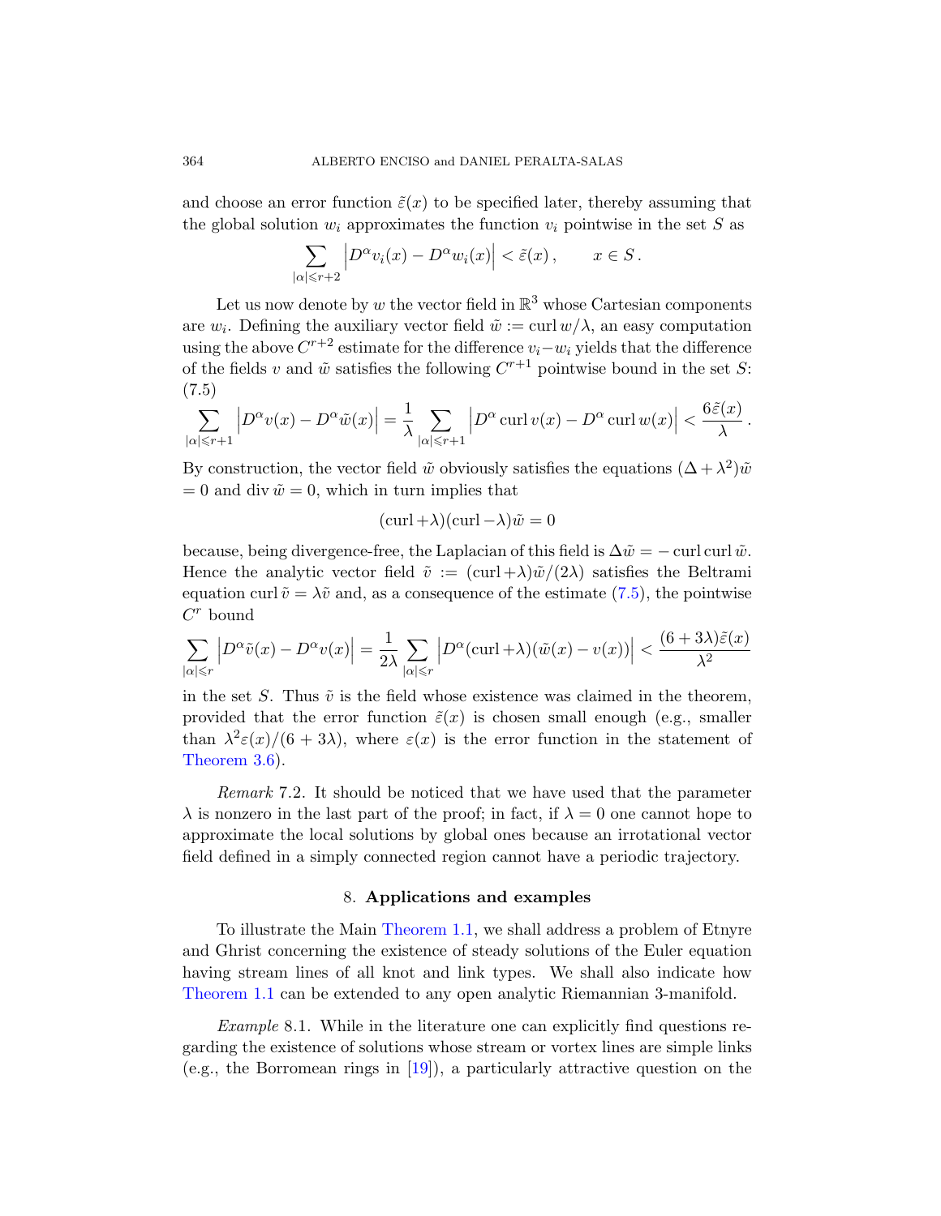and choose an error function $\tilde{\varepsilon}(x)$ to be specified later, thereby assuming that the global solution $w_i$ approximates the function $v_i$ pointwise in the set $S$ as

$$\sum_{|\alpha|\leqslant r+2} \left| D^\alpha v_i(x) - D^\alpha w_i(x) \right| < \tilde{\varepsilon}(x)\,, \qquad x \in S\,.$$

Let us now denote by $w$ the vector field in $\mathbb{R}^3$ whose Cartesian components are $w_i$. Defining the auxiliary vector field $\tilde{w} := \operatorname{curl} w/\lambda$, an easy computation using the above $C^{r+2}$ estimate for the difference $v_i - w_i$ yields that the difference of the fields $v$ and $\tilde{w}$ satisfies the following $C^{r+1}$ pointwise bound in the set $S$:
(7.5)

$$\sum_{|\alpha|\leqslant r+1} \left| D^\alpha v(x) - D^\alpha \tilde{w}(x) \right| = \frac{1}{\lambda} \sum_{|\alpha|\leqslant r+1} \left| D^\alpha \operatorname{curl} v(x) - D^\alpha \operatorname{curl} w(x) \right| < \frac{6\tilde{\varepsilon}(x)}{\lambda}\,.$$

By construction, the vector field $\tilde{w}$ obviously satisfies the equations $(\Delta + \lambda^2)\tilde{w} = 0$ and $\operatorname{div} \tilde{w} = 0$, which in turn implies that

$$(\operatorname{curl} + \lambda)(\operatorname{curl} - \lambda)\tilde{w} = 0$$

because, being divergence-free, the Laplacian of this field is $\Delta\tilde{w} = -\operatorname{curl}\operatorname{curl}\tilde{w}$. Hence the analytic vector field $\tilde{v} := (\operatorname{curl} + \lambda)\tilde{w}/(2\lambda)$ satisfies the Beltrami equation $\operatorname{curl}\tilde{v} = \lambda\tilde{v}$ and, as a consequence of the estimate (7.5), the pointwise $C^r$ bound

$$\sum_{|\alpha|\leqslant r} \left| D^\alpha \tilde{v}(x) - D^\alpha v(x) \right| = \frac{1}{2\lambda} \sum_{|\alpha|\leqslant r} \left| D^\alpha (\operatorname{curl} + \lambda)(\tilde{w}(x) - v(x)) \right| < \frac{(6 + 3\lambda)\tilde{\varepsilon}(x)}{\lambda^2}$$

in the set $S$. Thus $\tilde{v}$ is the field whose existence was claimed in the theorem, provided that the error function $\tilde{\varepsilon}(x)$ is chosen small enough (e.g., smaller than $\lambda^2\varepsilon(x)/(6 + 3\lambda)$, where $\varepsilon(x)$ is the error function in the statement of Theorem 3.6).

*Remark* 7.2. It should be noticed that we have used that the parameter $\lambda$ is nonzero in the last part of the proof; in fact, if $\lambda = 0$ one cannot hope to approximate the local solutions by global ones because an irrotational vector field defined in a simply connected region cannot have a periodic trajectory.

## 8. Applications and examples

To illustrate the Main Theorem 1.1, we shall address a problem of Etnyre and Ghrist concerning the existence of steady solutions of the Euler equation having stream lines of all knot and link types. We shall also indicate how Theorem 1.1 can be extended to any open analytic Riemannian 3-manifold.

*Example* 8.1. While in the literature one can explicitly find questions regarding the existence of solutions whose stream or vortex lines are simple links (e.g., the Borromean rings in [19]), a particularly attractive question on the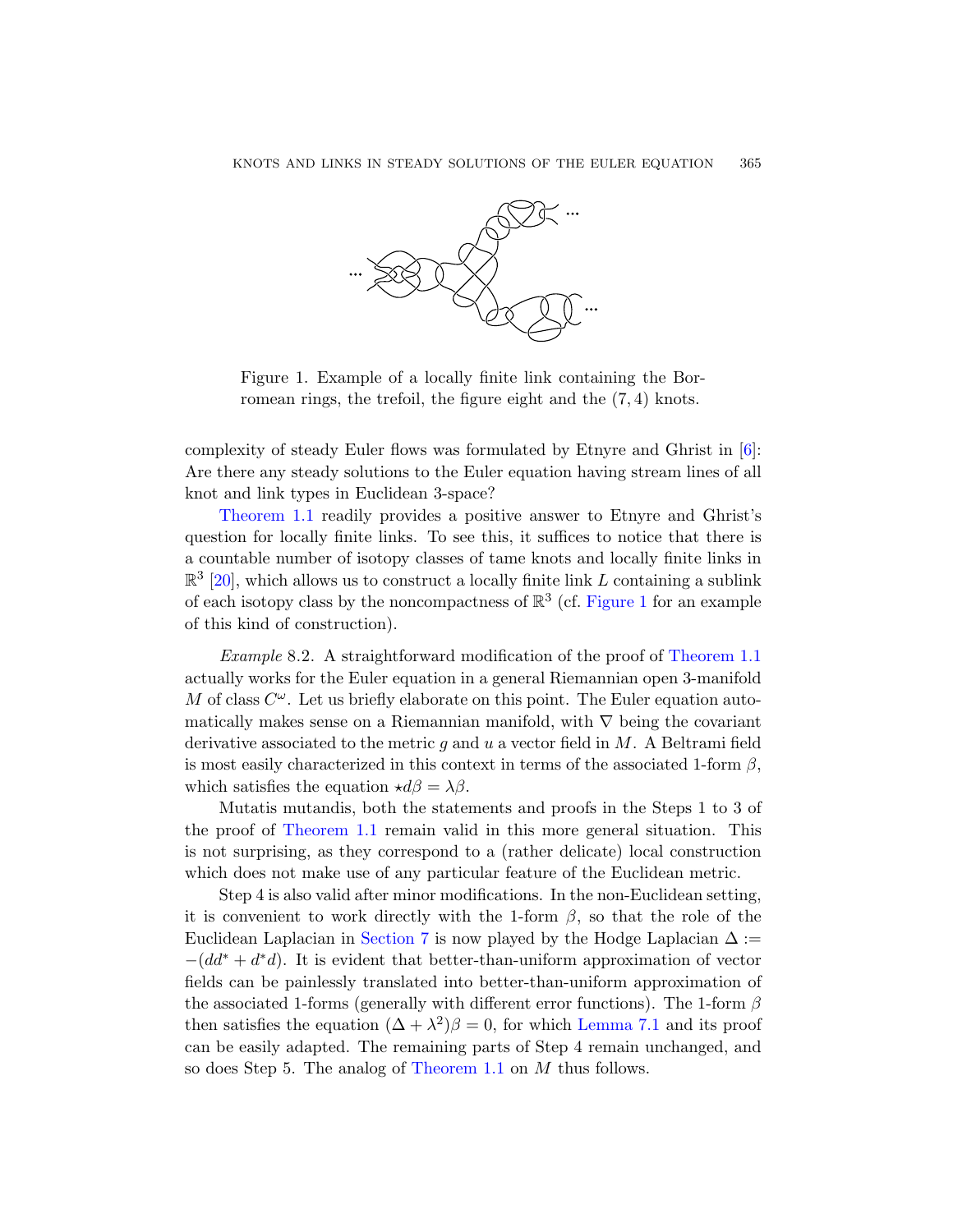Figure 1. Example of a locally finite link containing the Borromean rings, the trefoil, the figure eight and the $(7,4)$ knots.

complexity of steady Euler flows was formulated by Etnyre and Ghrist in [6]: Are there any steady solutions to the Euler equation having stream lines of all knot and link types in Euclidean 3-space?

Theorem 1.1 readily provides a positive answer to Etnyre and Ghrist's question for locally finite links. To see this, it suffices to notice that there is a countable number of isotopy classes of tame knots and locally finite links in $\mathbb{R}^3$ [20], which allows us to construct a locally finite link $L$ containing a sublink of each isotopy class by the noncompactness of $\mathbb{R}^3$ (cf. Figure 1 for an example of this kind of construction).

*Example* 8.2. A straightforward modification of the proof of Theorem 1.1 actually works for the Euler equation in a general Riemannian open 3-manifold $M$ of class $C^\omega$. Let us briefly elaborate on this point. The Euler equation automatically makes sense on a Riemannian manifold, with $\nabla$ being the covariant derivative associated to the metric $g$ and $u$ a vector field in $M$. A Beltrami field is most easily characterized in this context in terms of the associated 1-form $\beta$, which satisfies the equation $\star d\beta = \lambda\beta$.

Mutatis mutandis, both the statements and proofs in the Steps 1 to 3 of the proof of Theorem 1.1 remain valid in this more general situation. This is not surprising, as they correspond to a (rather delicate) local construction which does not make use of any particular feature of the Euclidean metric.

Step 4 is also valid after minor modifications. In the non-Euclidean setting, it is convenient to work directly with the 1-form $\beta$, so that the role of the Euclidean Laplacian in Section 7 is now played by the Hodge Laplacian $\Delta := -(dd^* + d^*d)$. It is evident that better-than-uniform approximation of vector fields can be painlessly translated into better-than-uniform approximation of the associated 1-forms (generally with different error functions). The 1-form $\beta$ then satisfies the equation $(\Delta + \lambda^2)\beta = 0$, for which Lemma 7.1 and its proof can be easily adapted. The remaining parts of Step 4 remain unchanged, and so does Step 5. The analog of Theorem 1.1 on $M$ thus follows.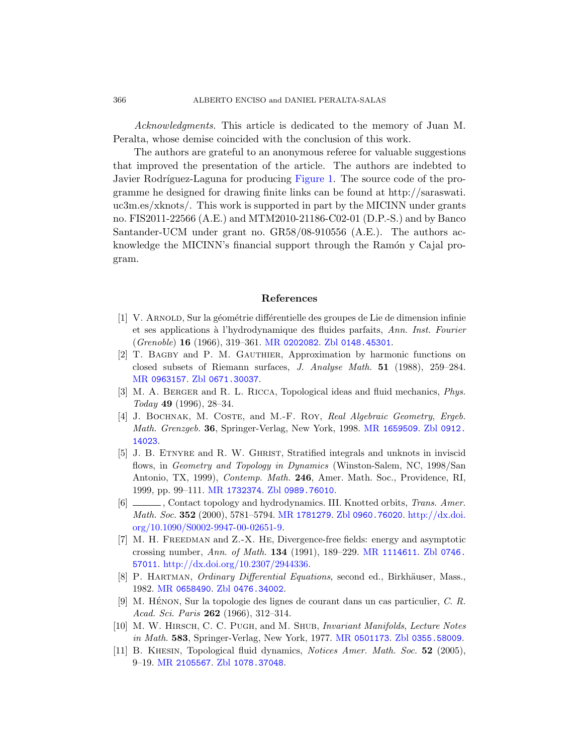*Acknowledgments*. This article is dedicated to the memory of Juan M. Peralta, whose demise coincided with the conclusion of this work.

The authors are grateful to an anonymous referee for valuable suggestions that improved the presentation of the article. The authors are indebted to Javier Rodríguez-Laguna for producing Figure 1. The source code of the programme he designed for drawing finite links can be found at http://saraswati.uc3m.es/xknots/. This work is supported in part by the MICINN under grants no. FIS2011-22566 (A.E.) and MTM2010-21186-C02-01 (D.P.-S.) and by Banco Santander-UCM under grant no. GR58/08-910556 (A.E.). The authors acknowledge the MICINN's financial support through the Ramón y Cajal program.

## References

[1] V. Arnold, Sur la géométrie différentielle des groupes de Lie de dimension infinie et ses applications à l'hydrodynamique des fluides parfaits, *Ann. Inst. Fourier* (*Grenoble*) **16** (1966), 319–361. MR 0202082. Zbl 0148.45301.

[2] T. Bagby and P. M. Gauthier, Approximation by harmonic functions on closed subsets of Riemann surfaces, *J. Analyse Math.* **51** (1988), 259–284. MR 0963157. Zbl 0671.30037.

[3] M. A. Berger and R. L. Ricca, Topological ideas and fluid mechanics, *Phys. Today* **49** (1996), 28–34.

[4] J. Bochnak, M. Coste, and M.-F. Roy, *Real Algebraic Geometry*, *Ergeb. Math. Grenzgeb.* **36**, Springer-Verlag, New York, 1998. MR 1659509. Zbl 0912.14023.

[5] J. B. Etnyre and R. W. Ghrist, Stratified integrals and unknots in inviscid flows, in *Geometry and Topology in Dynamics* (Winston-Salem, NC, 1998/San Antonio, TX, 1999), *Contemp. Math.* **246**, Amer. Math. Soc., Providence, RI, 1999, pp. 99–111. MR 1732374. Zbl 0989.76010.

[6] ———, Contact topology and hydrodynamics. III. Knotted orbits, *Trans. Amer. Math. Soc.* **352** (2000), 5781–5794. MR 1781279. Zbl 0960.76020. http://dx.doi.org/10.1090/S0002-9947-00-02651-9.

[7] M. H. Freedman and Z.-X. He, Divergence-free fields: energy and asymptotic crossing number, *Ann. of Math.* **134** (1991), 189–229. MR 1114611. Zbl 0746.57011. http://dx.doi.org/10.2307/2944336.

[8] P. Hartman, *Ordinary Differential Equations*, second ed., Birkhäuser, Mass., 1982. MR 0658490. Zbl 0476.34002.

[9] M. Hénon, Sur la topologie des lignes de courant dans un cas particulier, *C. R. Acad. Sci. Paris* **262** (1966), 312–314.

[10] M. W. Hirsch, C. C. Pugh, and M. Shub, *Invariant Manifolds*, *Lecture Notes in Math.* **583**, Springer-Verlag, New York, 1977. MR 0501173. Zbl 0355.58009.

[11] B. Khesin, Topological fluid dynamics, *Notices Amer. Math. Soc.* **52** (2005), 9–19. MR 2105567. Zbl 1078.37048.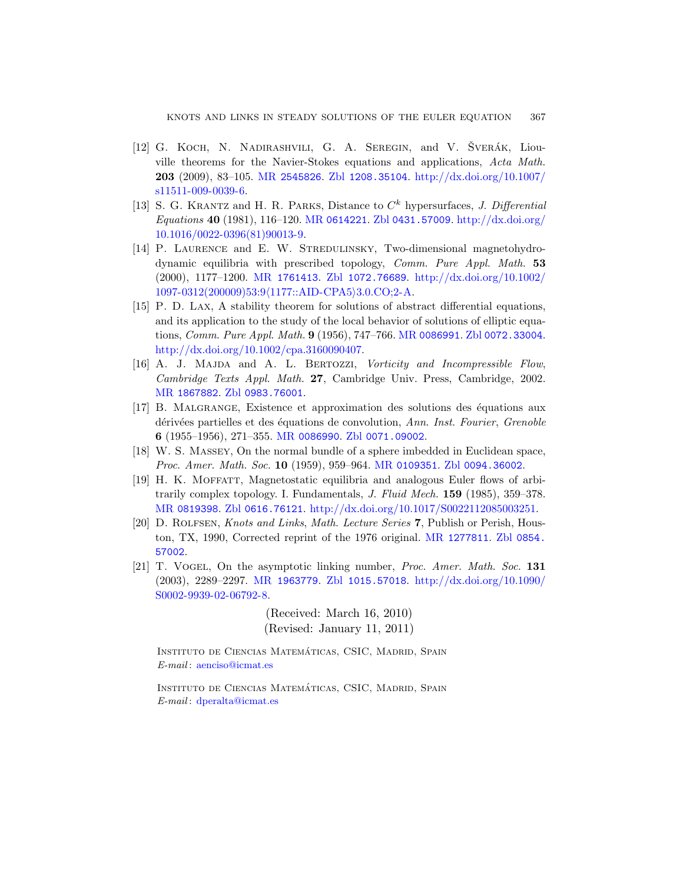[12] G. Koch, N. Nadirashvili, G. A. Seregin, and V. Šverák, Liouville theorems for the Navier-Stokes equations and applications, *Acta Math.* **203** (2009), 83–105. MR 2545826. Zbl 1208.35104. http://dx.doi.org/10.1007/s11511-009-0039-6.

[13] S. G. Krantz and H. R. Parks, Distance to $C^k$ hypersurfaces, *J. Differential Equations* **40** (1981), 116–120. MR 0614221. Zbl 0431.57009. http://dx.doi.org/10.1016/0022-0396(81)90013-9.

[14] P. Laurence and E. W. Stredulinsky, Two-dimensional magnetohydrodynamic equilibria with prescribed topology, *Comm. Pure Appl. Math.* **53** (2000), 1177–1200. MR 1761413. Zbl 1072.76689. http://dx.doi.org/10.1002/1097-0312(200009)53:9⟨1177::AID-CPA5⟩3.0.CO;2-A.

[15] P. D. Lax, A stability theorem for solutions of abstract differential equations, and its application to the study of the local behavior of solutions of elliptic equations, *Comm. Pure Appl. Math.* **9** (1956), 747–766. MR 0086991. Zbl 0072.33004. http://dx.doi.org/10.1002/cpa.3160090407.

[16] A. J. Majda and A. L. Bertozzi, *Vorticity and Incompressible Flow*, *Cambridge Texts Appl. Math.* **27**, Cambridge Univ. Press, Cambridge, 2002. MR 1867882. Zbl 0983.76001.

[17] B. Malgrange, Existence et approximation des solutions des équations aux dérivées partielles et des équations de convolution, *Ann. Inst. Fourier, Grenoble* **6** (1955–1956), 271–355. MR 0086990. Zbl 0071.09002.

[18] W. S. Massey, On the normal bundle of a sphere imbedded in Euclidean space, *Proc. Amer. Math. Soc.* **10** (1959), 959–964. MR 0109351. Zbl 0094.36002.

[19] H. K. Moffatt, Magnetostatic equilibria and analogous Euler flows of arbitrarily complex topology. I. Fundamentals, *J. Fluid Mech.* **159** (1985), 359–378. MR 0819398. Zbl 0616.76121. http://dx.doi.org/10.1017/S0022112085003251.

[20] D. Rolfsen, *Knots and Links*, *Math. Lecture Series* **7**, Publish or Perish, Houston, TX, 1990, Corrected reprint of the 1976 original. MR 1277811. Zbl 0854.57002.

[21] T. Vogel, On the asymptotic linking number, *Proc. Amer. Math. Soc.* **131** (2003), 2289–2297. MR 1963779. Zbl 1015.57018. http://dx.doi.org/10.1090/S0002-9939-02-06792-8.

(Received: March 16, 2010)
(Revised: January 11, 2011)

Instituto de Ciencias Matemáticas, CSIC, Madrid, Spain
*E-mail*: aenciso@icmat.es

Instituto de Ciencias Matemáticas, CSIC, Madrid, Spain
*E-mail*: dperalta@icmat.es